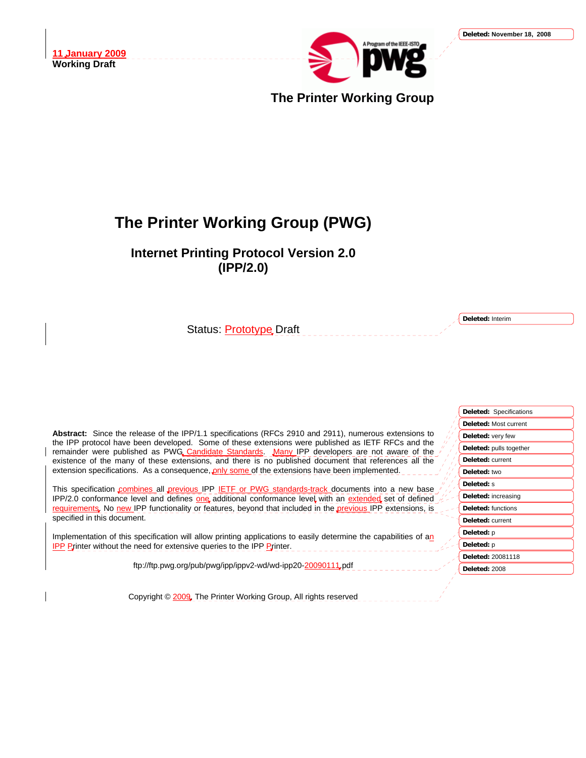11 January 2009
Working Draft

The Printer Working Group

# The Printer Working Group (PWG)

## Internet Printing Protocol Version 2.0 (IPP/2.0)

Status: Prototype Draft

**Abstract:** Since the release of the IPP/1.1 specifications (RFCs 2910 and 2911), numerous extensions to the IPP protocol have been developed. Some of these extensions were published as IETF RFCs and the remainder were published as PWG Candidate Standards. Many IPP developers are not aware of the existence of the many of these extensions, and there is no published document that references all the extension specifications. As a consequence, only some of the extensions have been implemented.

This specification combines all previous IPP IETF or PWG standards-track documents into a new base IPP/2.0 conformance level and defines one additional conformance level with an extended set of defined requirements. No new IPP functionality or features, beyond that included in the previous IPP extensions, is specified in this document.

Implementation of this specification will allow printing applications to easily determine the capabilities of an IPP Printer without the need for extensive queries to the IPP Printer.

ftp://ftp.pwg.org/pub/pwg/ipp/ippv2-wd/wd-ipp20-20090111.pdf

Copyright © 2009, The Printer Working Group, All rights reserved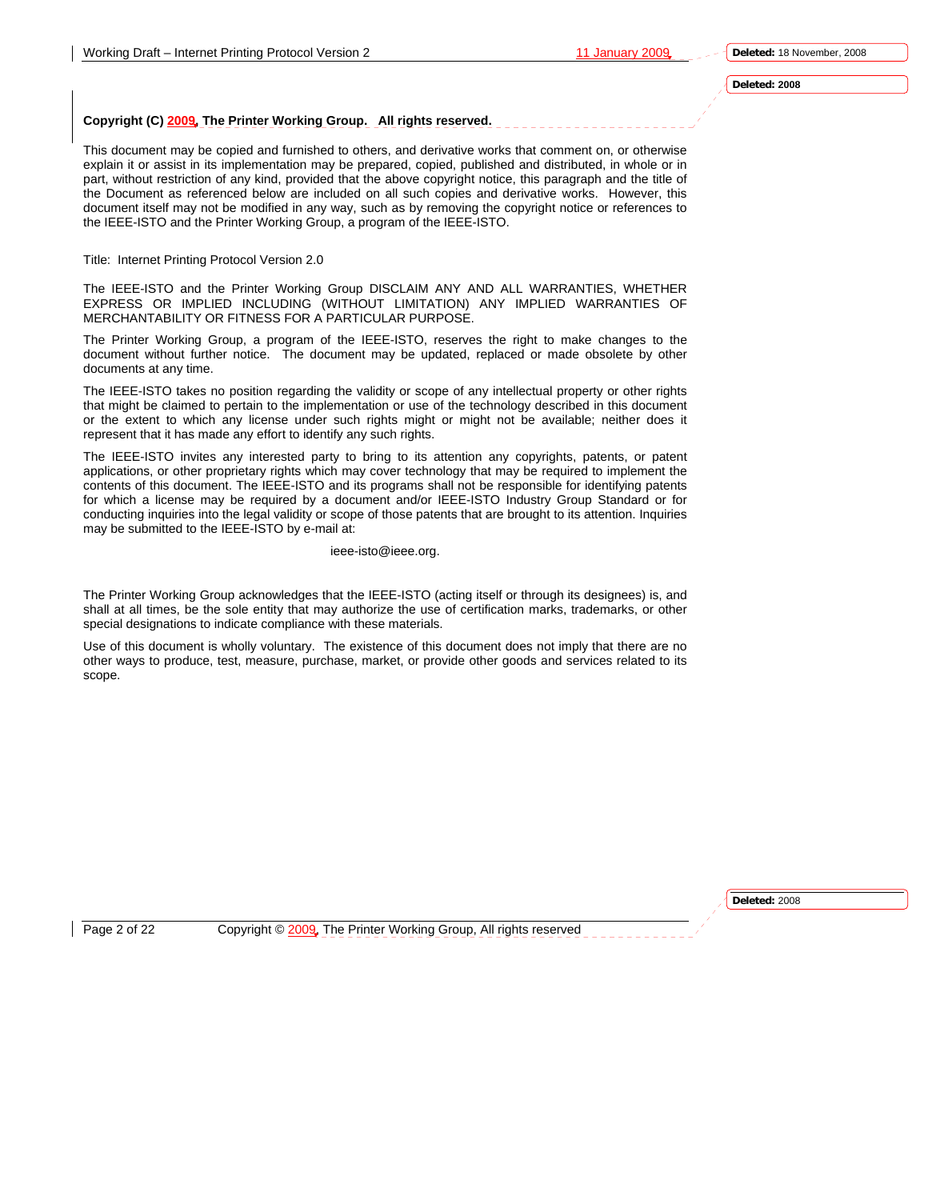**Copyright (C) 2009, The Printer Working Group. All rights reserved.**

This document may be copied and furnished to others, and derivative works that comment on, or otherwise explain it or assist in its implementation may be prepared, copied, published and distributed, in whole or in part, without restriction of any kind, provided that the above copyright notice, this paragraph and the title of the Document as referenced below are included on all such copies and derivative works. However, this document itself may not be modified in any way, such as by removing the copyright notice or references to the IEEE-ISTO and the Printer Working Group, a program of the IEEE-ISTO.

Title: Internet Printing Protocol Version 2.0

The IEEE-ISTO and the Printer Working Group DISCLAIM ANY AND ALL WARRANTIES, WHETHER EXPRESS OR IMPLIED INCLUDING (WITHOUT LIMITATION) ANY IMPLIED WARRANTIES OF MERCHANTABILITY OR FITNESS FOR A PARTICULAR PURPOSE.

The Printer Working Group, a program of the IEEE-ISTO, reserves the right to make changes to the document without further notice. The document may be updated, replaced or made obsolete by other documents at any time.

The IEEE-ISTO takes no position regarding the validity or scope of any intellectual property or other rights that might be claimed to pertain to the implementation or use of the technology described in this document or the extent to which any license under such rights might or might not be available; neither does it represent that it has made any effort to identify any such rights.

The IEEE-ISTO invites any interested party to bring to its attention any copyrights, patents, or patent applications, or other proprietary rights which may cover technology that may be required to implement the contents of this document. The IEEE-ISTO and its programs shall not be responsible for identifying patents for which a license may be required by a document and/or IEEE-ISTO Industry Group Standard or for conducting inquiries into the legal validity or scope of those patents that are brought to its attention. Inquiries may be submitted to the IEEE-ISTO by e-mail at:

ieee-isto@ieee.org.

The Printer Working Group acknowledges that the IEEE-ISTO (acting itself or through its designees) is, and shall at all times, be the sole entity that may authorize the use of certification marks, trademarks, or other special designations to indicate compliance with these materials.

Use of this document is wholly voluntary. The existence of this document does not imply that there are no other ways to produce, test, measure, purchase, market, or provide other goods and services related to its scope.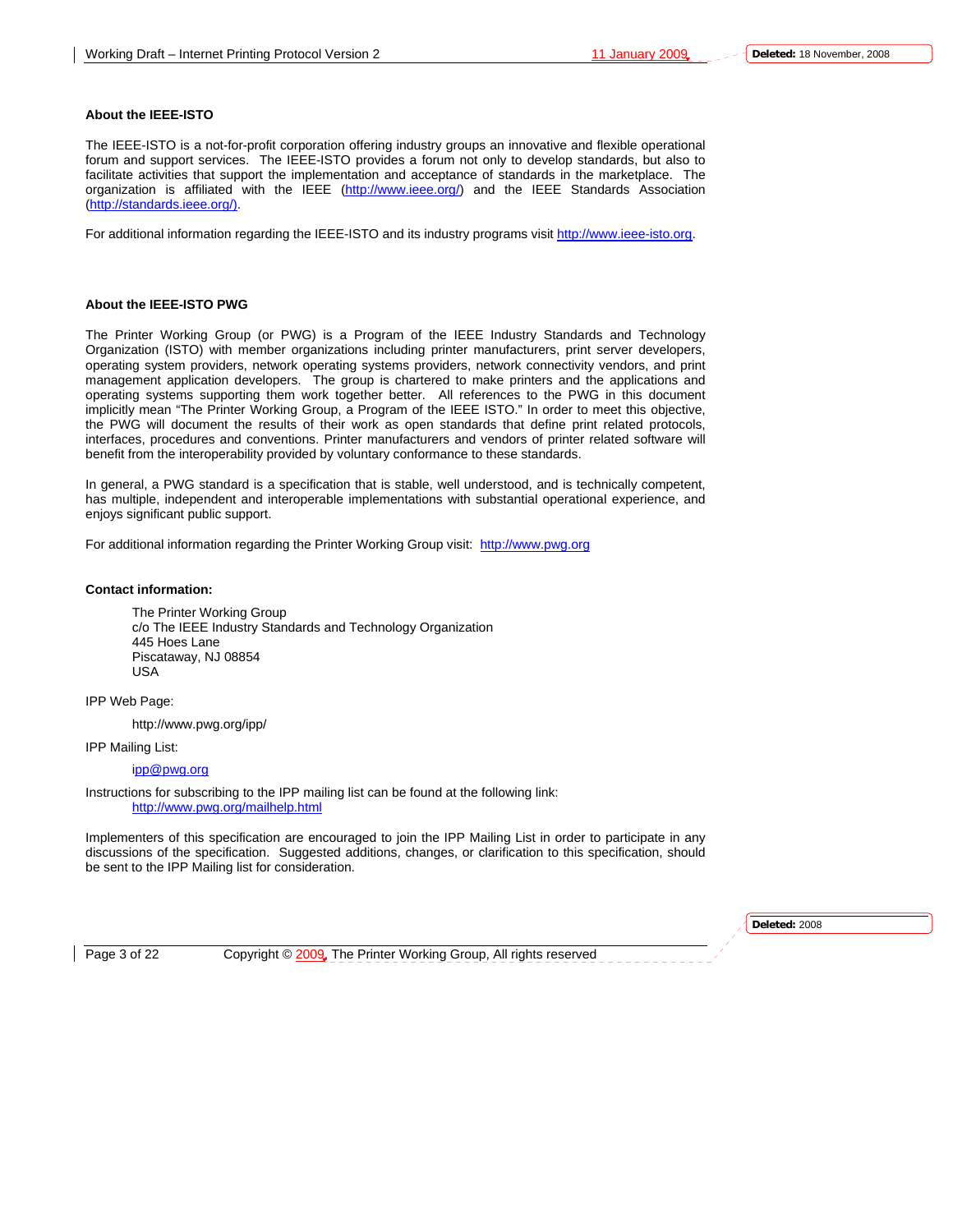**About the IEEE-ISTO**

The IEEE-ISTO is a not-for-profit corporation offering industry groups an innovative and flexible operational forum and support services. The IEEE-ISTO provides a forum not only to develop standards, but also to facilitate activities that support the implementation and acceptance of standards in the marketplace. The organization is affiliated with the IEEE (http://www.ieee.org/) and the IEEE Standards Association (http://standards.ieee.org/).

For additional information regarding the IEEE-ISTO and its industry programs visit http://www.ieee-isto.org.

**About the IEEE-ISTO PWG**

The Printer Working Group (or PWG) is a Program of the IEEE Industry Standards and Technology Organization (ISTO) with member organizations including printer manufacturers, print server developers, operating system providers, network operating systems providers, network connectivity vendors, and print management application developers. The group is chartered to make printers and the applications and operating systems supporting them work together better. All references to the PWG in this document implicitly mean "The Printer Working Group, a Program of the IEEE ISTO." In order to meet this objective, the PWG will document the results of their work as open standards that define print related protocols, interfaces, procedures and conventions. Printer manufacturers and vendors of printer related software will benefit from the interoperability provided by voluntary conformance to these standards.

In general, a PWG standard is a specification that is stable, well understood, and is technically competent, has multiple, independent and interoperable implementations with substantial operational experience, and enjoys significant public support.

For additional information regarding the Printer Working Group visit: http://www.pwg.org

**Contact information:**

> The Printer Working Group
> c/o The IEEE Industry Standards and Technology Organization
> 445 Hoes Lane
> Piscataway, NJ 08854
> USA

IPP Web Page:

> http://www.pwg.org/ipp/

IPP Mailing List:

> ipp@pwg.org

Instructions for subscribing to the IPP mailing list can be found at the following link:
> http://www.pwg.org/mailhelp.html

Implementers of this specification are encouraged to join the IPP Mailing List in order to participate in any discussions of the specification. Suggested additions, changes, or clarification to this specification, should be sent to the IPP Mailing list for consideration.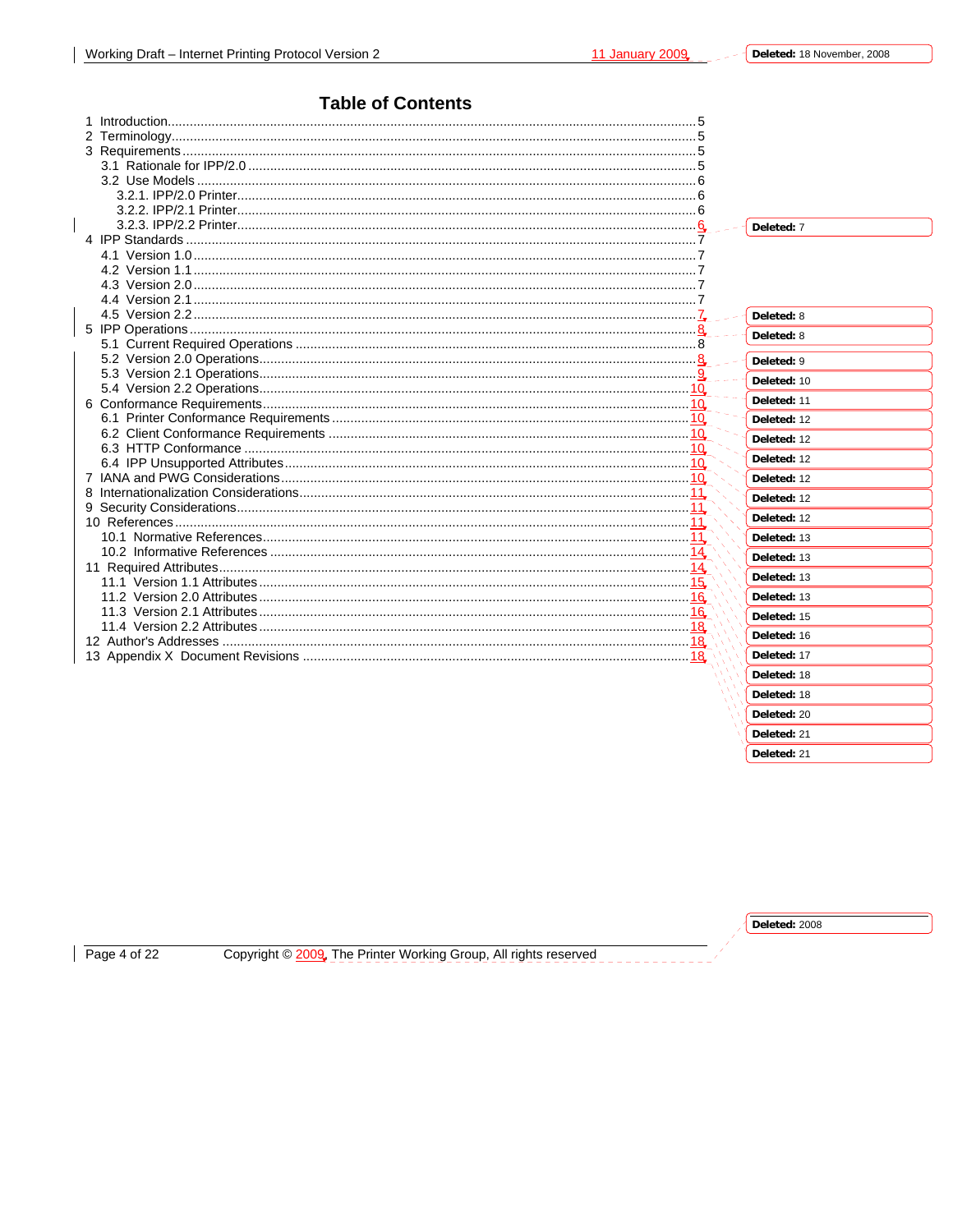# Table of Contents

1 Introduction ........ 5
2 Terminology ........ 5
3 Requirements ........ 5
  3.1 Rationale for IPP/2.0 ........ 5
  3.2 Use Models ........ 6
    3.2.1. IPP/2.0 Printer ........ 6
    3.2.2. IPP/2.1 Printer ........ 6
    3.2.3. IPP/2.2 Printer ........ 6
4 IPP Standards ........ 7
  4.1 Version 1.0 ........ 7
  4.2 Version 1.1 ........ 7
  4.3 Version 2.0 ........ 7
  4.4 Version 2.1 ........ 7
  4.5 Version 2.2 ........ 7
5 IPP Operations ........ 8
  5.1 Current Required Operations ........ 8
  5.2 Version 2.0 Operations ........ 8
  5.3 Version 2.1 Operations ........ 9
  5.4 Version 2.2 Operations ........ 10
6 Conformance Requirements ........ 10
  6.1 Printer Conformance Requirements ........ 10
  6.2 Client Conformance Requirements ........ 10
  6.3 HTTP Conformance ........ 10
  6.4 IPP Unsupported Attributes ........ 10
7 IANA and PWG Considerations ........ 10
8 Internationalization Considerations ........ 11
9 Security Considerations ........ 11
10 References ........ 11
  10.1 Normative References ........ 11
  10.2 Informative References ........ 14
11 Required Attributes ........ 14
  11.1 Version 1.1 Attributes ........ 15
  11.2 Version 2.0 Attributes ........ 16
  11.3 Version 2.1 Attributes ........ 16
  11.4 Version 2.2 Attributes ........ 18
12 Author's Addresses ........ 18
13 Appendix X Document Revisions ........ 18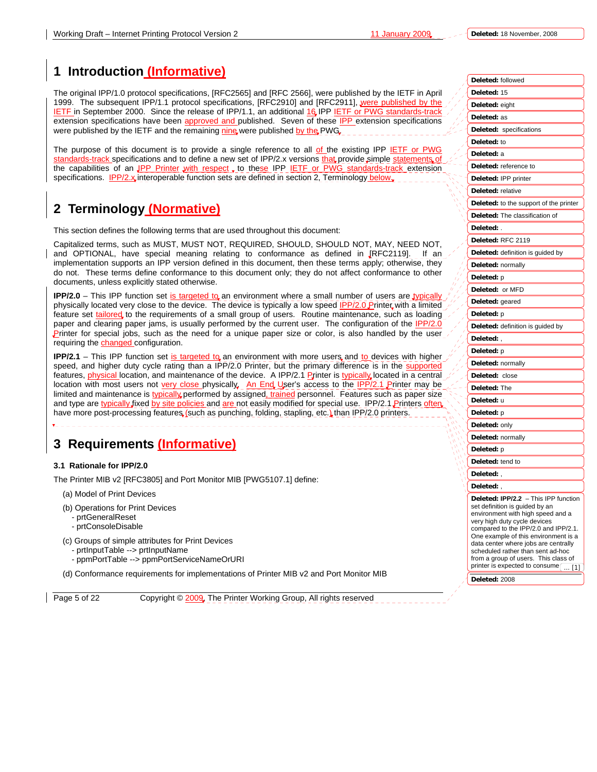# 1 Introduction (Informative)

The original IPP/1.0 protocol specifications, [RFC2565] and [RFC 2566], were published by the IETF in April 1999. The subsequent IPP/1.1 protocol specifications, [RFC2910] and [RFC2911], were published by the IETF in September 2000. Since the release of IPP/1.1, an additional 16 IPP IETF or PWG standards-track extension specifications have been approved and published. Seven of these IPP extension specifications were published by the IETF and the remaining nine were published by the PWG.

The purpose of this document is to provide a single reference to all of the existing IPP IETF or PWG standards-track specifications and to define a new set of IPP/2.x versions that provide simple statements of the capabilities of an IPP Printer with respect to these IPP IETF or PWG standards-track extension specifications. IPP/2.x interoperable function sets are defined in section 2, Terminology below.

# 2 Terminology (Normative)

This section defines the following terms that are used throughout this document:

Capitalized terms, such as MUST, MUST NOT, REQUIRED, SHOULD, SHOULD NOT, MAY, NEED NOT, and OPTIONAL, have special meaning relating to conformance as defined in [RFC2119]. If an implementation supports an IPP version defined in this document, then these terms apply; otherwise, they do not. These terms define conformance to this document only; they do not affect conformance to other documents, unless explicitly stated otherwise.

**IPP/2.0** – This IPP function set is targeted to an environment where a small number of users are typically physically located very close to the device. The device is typically a low speed IPP/2.0 Printer with a limited feature set tailored to the requirements of a small group of users. Routine maintenance, such as loading paper and clearing paper jams, is usually performed by the current user. The configuration of the IPP/2.0 Printer for special jobs, such as the need for a unique paper size or color, is also handled by the user requiring the changed configuration.

**IPP/2.1** – This IPP function set is targeted to an environment with more users and to devices with higher speed, and higher duty cycle rating than a IPP/2.0 Printer, but the primary difference is in the supported features, physical location, and maintenance of the device. A IPP/2.1 Printer is typically located in a central location with most users not very close physically. An End User's access to the IPP/2.1 Printer may be limited and maintenance is typically performed by assigned, trained personnel. Features such as paper size and type are typically fixed by site policies and are not easily modified for special use. IPP/2.1 Printers often have more post-processing features (such as punching, folding, stapling, etc.) than IPP/2.0 printers.

# 3 Requirements (Informative)

## 3.1 Rationale for IPP/2.0

The Printer MIB v2 [RFC3805] and Port Monitor MIB [PWG5107.1] define:

(a) Model of Print Devices

(b) Operations for Print Devices
- prtGeneralReset
- prtConsoleDisable

(c) Groups of simple attributes for Print Devices
- prtInputTable --> prtInputName
- ppmPortTable --> ppmPortServiceNameOrURI

(d) Conformance requirements for implementations of Printer MIB v2 and Port Monitor MIB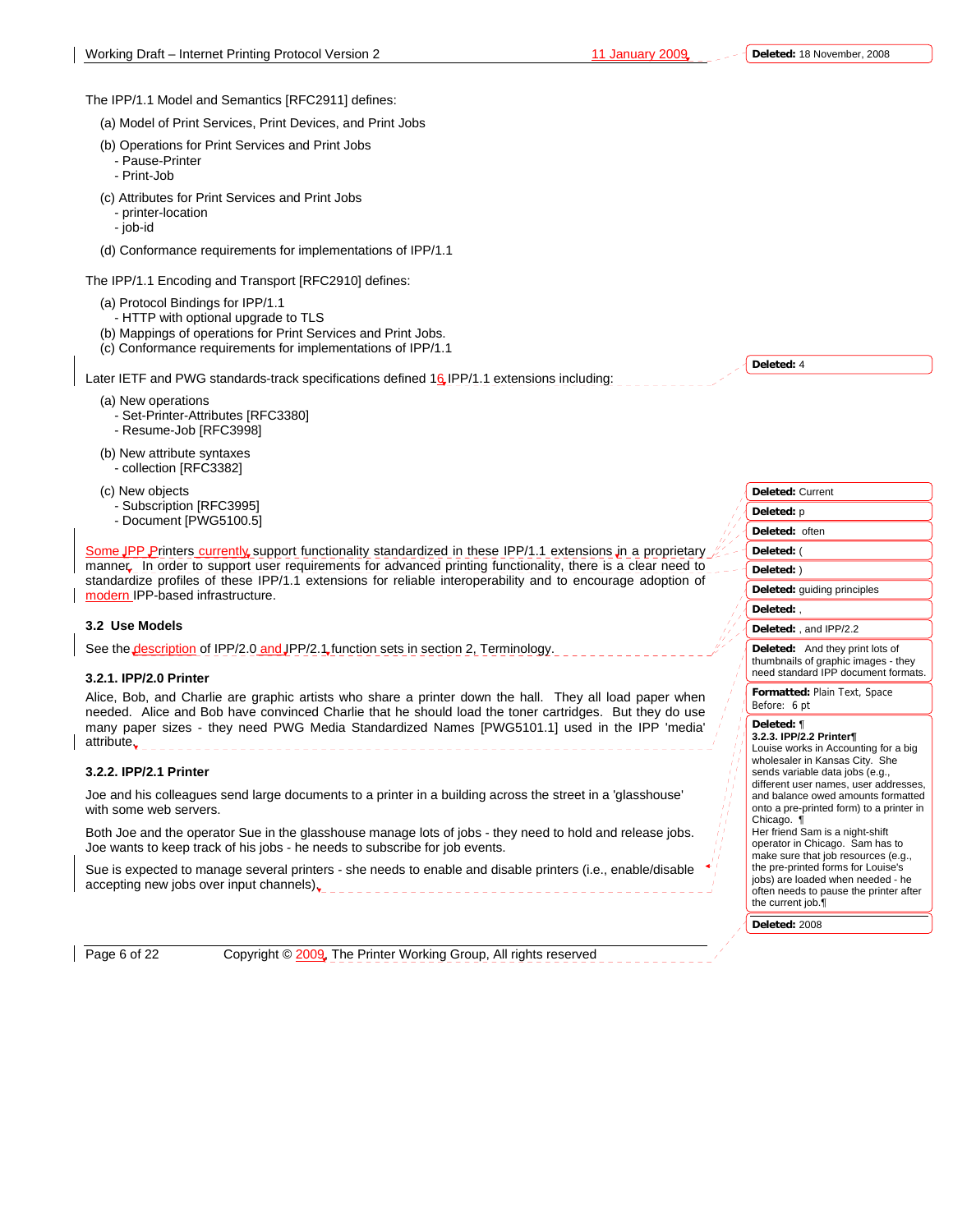The IPP/1.1 Model and Semantics [RFC2911] defines:

(a) Model of Print Services, Print Devices, and Print Jobs

(b) Operations for Print Services and Print Jobs
- Pause-Printer
- Print-Job

(c) Attributes for Print Services and Print Jobs
- printer-location
- job-id

(d) Conformance requirements for implementations of IPP/1.1

The IPP/1.1 Encoding and Transport [RFC2910] defines:

(a) Protocol Bindings for IPP/1.1
- HTTP with optional upgrade to TLS
(b) Mappings of operations for Print Services and Print Jobs.
(c) Conformance requirements for implementations of IPP/1.1

Later IETF and PWG standards-track specifications defined 16 IPP/1.1 extensions including:

(a) New operations
- Set-Printer-Attributes [RFC3380]
- Resume-Job [RFC3998]

(b) New attribute syntaxes
- collection [RFC3382]

(c) New objects
- Subscription [RFC3995]
- Document [PWG5100.5]

Some IPP Printers currently support functionality standardized in these IPP/1.1 extensions in a proprietary manner. In order to support user requirements for advanced printing functionality, there is a clear need to standardize profiles of these IPP/1.1 extensions for reliable interoperability and to encourage adoption of modern IPP-based infrastructure.

### 3.2 Use Models

See the description of IPP/2.0 and IPP/2.1 function sets in section 2, Terminology.

#### 3.2.1. IPP/2.0 Printer

Alice, Bob, and Charlie are graphic artists who share a printer down the hall. They all load paper when needed. Alice and Bob have convinced Charlie that he should load the toner cartridges. But they do use many paper sizes - they need PWG Media Standardized Names [PWG5101.1] used in the IPP 'media' attribute.

#### 3.2.2. IPP/2.1 Printer

Joe and his colleagues send large documents to a printer in a building across the street in a 'glasshouse' with some web servers.

Both Joe and the operator Sue in the glasshouse manage lots of jobs - they need to hold and release jobs. Joe wants to keep track of his jobs - he needs to subscribe for job events.

Sue is expected to manage several printers - she needs to enable and disable printers (i.e., enable/disable accepting new jobs over input channels).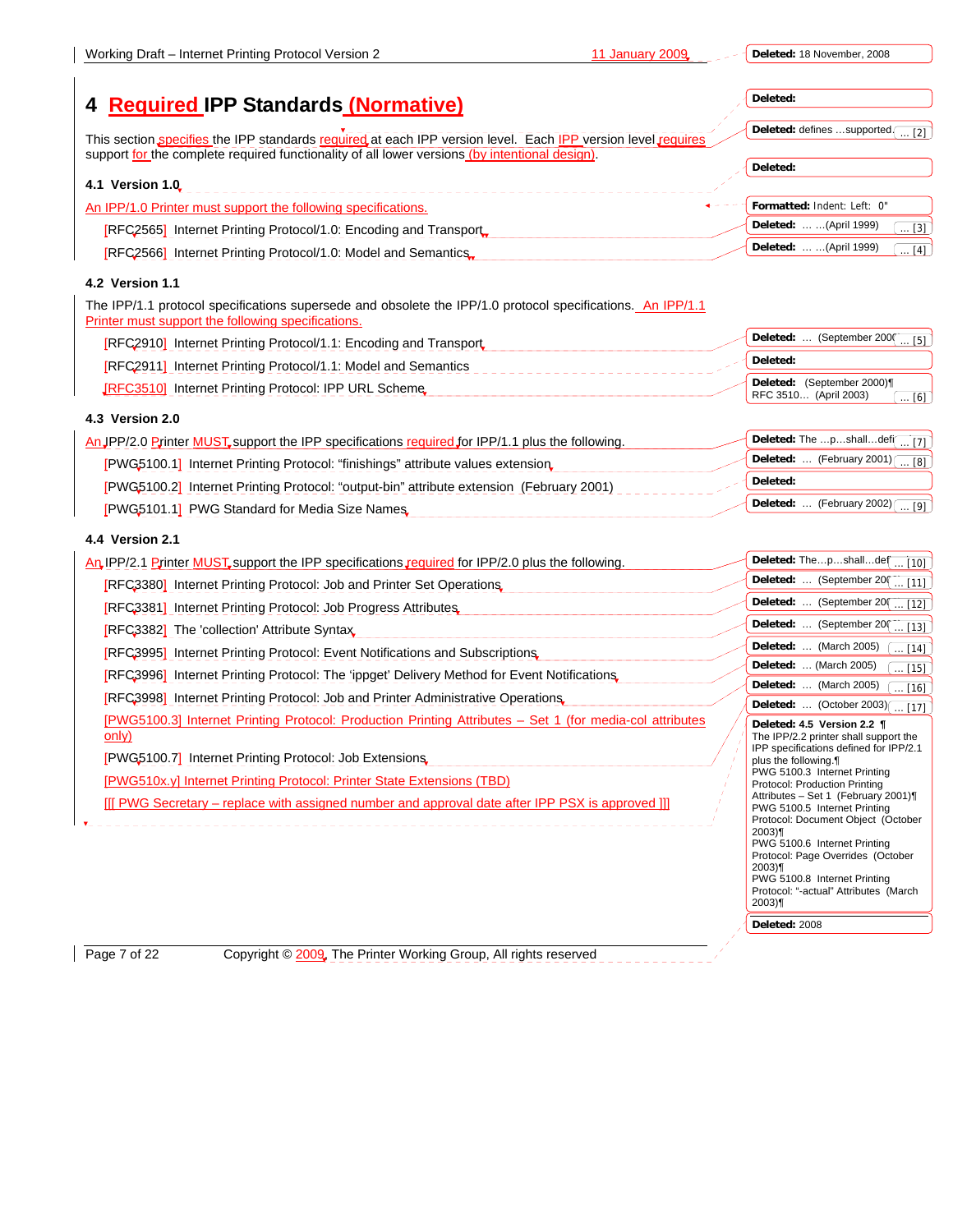# 4 Required IPP Standards (Normative)

This section specifies the IPP standards required at each IPP version level. Each IPP version level requires support for the complete required functionality of all lower versions (by intentional design).

## 4.1 Version 1.0

An IPP/1.0 Printer must support the following specifications.

[RFC2565] Internet Printing Protocol/1.0: Encoding and Transport

[RFC2566] Internet Printing Protocol/1.0: Model and Semantics

## 4.2 Version 1.1

The IPP/1.1 protocol specifications supersede and obsolete the IPP/1.0 protocol specifications. An IPP/1.1 Printer must support the following specifications.

[RFC2910] Internet Printing Protocol/1.1: Encoding and Transport

[RFC2911] Internet Printing Protocol/1.1: Model and Semantics

[RFC3510] Internet Printing Protocol: IPP URL Scheme

## 4.3 Version 2.0

An IPP/2.0 Printer MUST support the IPP specifications required for IPP/1.1 plus the following.

[PWG5100.1] Internet Printing Protocol: "finishings" attribute values extension

[PWG5100.2] Internet Printing Protocol: "output-bin" attribute extension (February 2001)

[PWG5101.1] PWG Standard for Media Size Names

## 4.4 Version 2.1

An IPP/2.1 Printer MUST support the IPP specifications required for IPP/2.0 plus the following.

[RFC3380] Internet Printing Protocol: Job and Printer Set Operations

[RFC3381] Internet Printing Protocol: Job Progress Attributes

[RFC3382] The 'collection' Attribute Syntax

[RFC3995] Internet Printing Protocol: Event Notifications and Subscriptions

[RFC3996] Internet Printing Protocol: The 'ippget' Delivery Method for Event Notifications

[RFC3998] Internet Printing Protocol: Job and Printer Administrative Operations

[PWG5100.3] Internet Printing Protocol: Production Printing Attributes – Set 1 (for media-col attributes only)

[PWG5100.7] Internet Printing Protocol: Job Extensions

[PWG510x.y] Internet Printing Protocol: Printer State Extensions (TBD)

[[[ PWG Secretary – replace with assigned number and approval date after IPP PSX is approved ]]]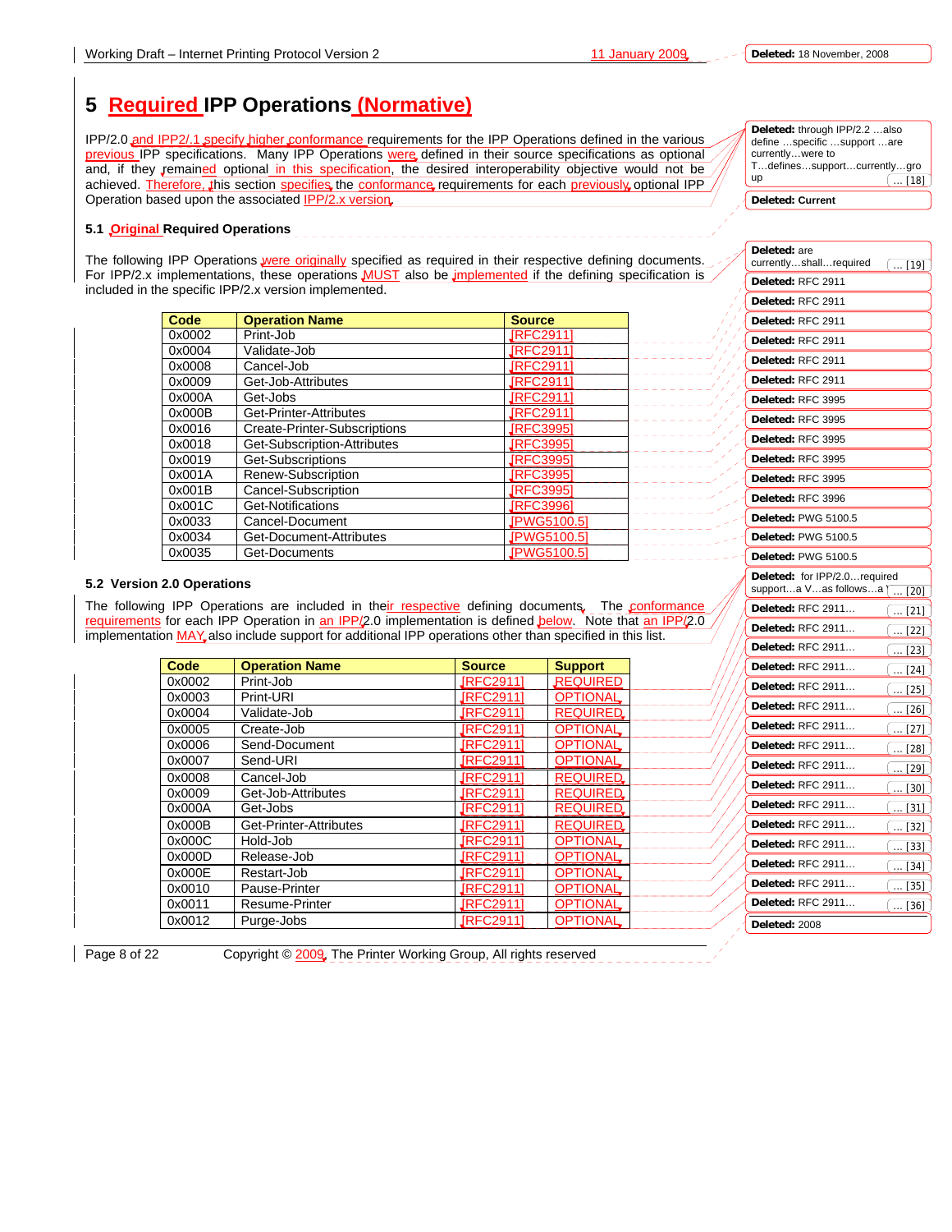# 5 Required IPP Operations (Normative)

IPP/2.0 and IPP2/.1 specify higher conformance requirements for the IPP Operations defined in the various previous IPP specifications. Many IPP Operations were defined in their source specifications as optional and, if they remained optional in this specification, the desired interoperability objective would not be achieved. Therefore, this section specifies the conformance requirements for each previously optional IPP Operation based upon the associated IPP/2.x version.

## 5.1 Original Required Operations

The following IPP Operations were originally specified as required in their respective defining documents. For IPP/2.x implementations, these operations MUST also be implemented if the defining specification is included in the specific IPP/2.x version implemented.

| Code | Operation Name | Source |
|---|---|---|
| 0x0002 | Print-Job | [RFC2911] |
| 0x0004 | Validate-Job | [RFC2911] |
| 0x0008 | Cancel-Job | [RFC2911] |
| 0x0009 | Get-Job-Attributes | [RFC2911] |
| 0x000A | Get-Jobs | [RFC2911] |
| 0x000B | Get-Printer-Attributes | [RFC2911] |
| 0x0016 | Create-Printer-Subscriptions | [RFC3995] |
| 0x0018 | Get-Subscription-Attributes | [RFC3995] |
| 0x0019 | Get-Subscriptions | [RFC3995] |
| 0x001A | Renew-Subscription | [RFC3995] |
| 0x001B | Cancel-Subscription | [RFC3995] |
| 0x001C | Get-Notifications | [RFC3996] |
| 0x0033 | Cancel-Document | [PWG5100.5] |
| 0x0034 | Get-Document-Attributes | [PWG5100.5] |
| 0x0035 | Get-Documents | [PWG5100.5] |

## 5.2 Version 2.0 Operations

The following IPP Operations are included in their respective defining documents. The conformance requirements for each IPP Operation in an IPP/2.0 implementation is defined below. Note that an IPP/2.0 implementation MAY also include support for additional IPP operations other than specified in this list.

| Code | Operation Name | Source | Support |
|---|---|---|---|
| 0x0002 | Print-Job | [RFC2911] | REQUIRED |
| 0x0003 | Print-URI | [RFC2911] | OPTIONAL |
| 0x0004 | Validate-Job | [RFC2911] | REQUIRED |
| 0x0005 | Create-Job | [RFC2911] | OPTIONAL |
| 0x0006 | Send-Document | [RFC2911] | OPTIONAL |
| 0x0007 | Send-URI | [RFC2911] | OPTIONAL |
| 0x0008 | Cancel-Job | [RFC2911] | REQUIRED |
| 0x0009 | Get-Job-Attributes | [RFC2911] | REQUIRED |
| 0x000A | Get-Jobs | [RFC2911] | REQUIRED |
| 0x000B | Get-Printer-Attributes | [RFC2911] | REQUIRED |
| 0x000C | Hold-Job | [RFC2911] | OPTIONAL |
| 0x000D | Release-Job | [RFC2911] | OPTIONAL |
| 0x000E | Restart-Job | [RFC2911] | OPTIONAL |
| 0x0010 | Pause-Printer | [RFC2911] | OPTIONAL |
| 0x0011 | Resume-Printer | [RFC2911] | OPTIONAL |
| 0x0012 | Purge-Jobs | [RFC2911] | OPTIONAL |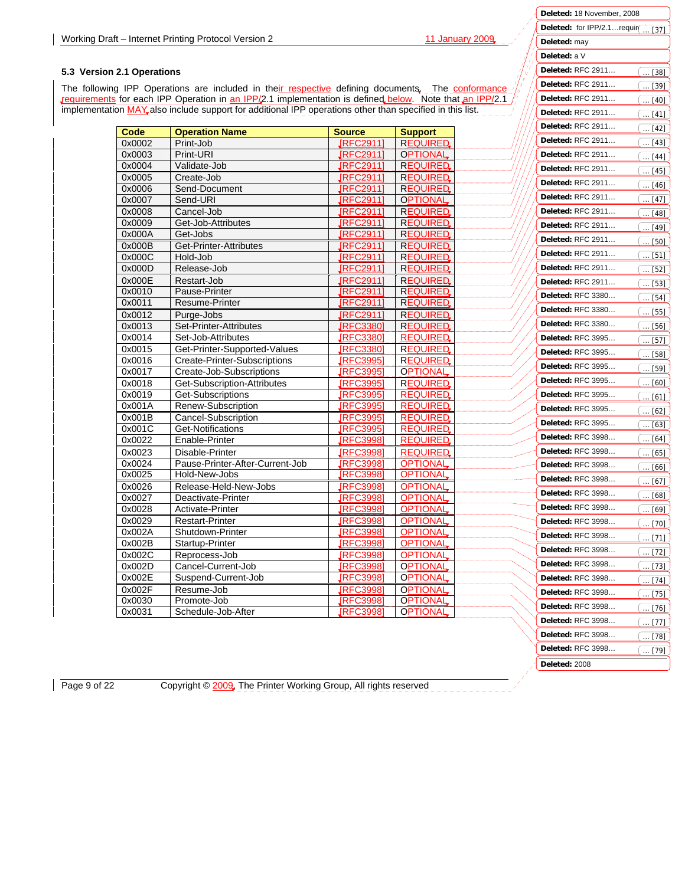### 5.3 Version 2.1 Operations

The following IPP Operations are included in their respective defining documents. The conformance requirements for each IPP Operation in an IPP/2.1 implementation is defined below. Note that an IPP/2.1 implementation MAY also include support for additional IPP operations other than specified in this list.

| Code | Operation Name | Source | Support |
|---|---|---|---|
| 0x0002 | Print-Job | [RFC2911] | REQUIRED |
| 0x0003 | Print-URI | [RFC2911] | OPTIONAL |
| 0x0004 | Validate-Job | [RFC2911] | REQUIRED |
| 0x0005 | Create-Job | [RFC2911] | REQUIRED |
| 0x0006 | Send-Document | [RFC2911] | REQUIRED |
| 0x0007 | Send-URI | [RFC2911] | OPTIONAL |
| 0x0008 | Cancel-Job | [RFC2911] | REQUIRED |
| 0x0009 | Get-Job-Attributes | [RFC2911] | REQUIRED |
| 0x000A | Get-Jobs | [RFC2911] | REQUIRED |
| 0x000B | Get-Printer-Attributes | [RFC2911] | REQUIRED |
| 0x000C | Hold-Job | [RFC2911] | REQUIRED |
| 0x000D | Release-Job | [RFC2911] | REQUIRED |
| 0x000E | Restart-Job | [RFC2911] | REQUIRED |
| 0x0010 | Pause-Printer | [RFC2911] | REQUIRED |
| 0x0011 | Resume-Printer | [RFC2911] | REQUIRED |
| 0x0012 | Purge-Jobs | [RFC2911] | REQUIRED |
| 0x0013 | Set-Printer-Attributes | [RFC3380] | REQUIRED |
| 0x0014 | Set-Job-Attributes | [RFC3380] | REQUIRED |
| 0x0015 | Get-Printer-Supported-Values | [RFC3380] | REQUIRED |
| 0x0016 | Create-Printer-Subscriptions | [RFC3995] | REQUIRED |
| 0x0017 | Create-Job-Subscriptions | [RFC3995] | OPTIONAL |
| 0x0018 | Get-Subscription-Attributes | [RFC3995] | REQUIRED |
| 0x0019 | Get-Subscriptions | [RFC3995] | REQUIRED |
| 0x001A | Renew-Subscription | [RFC3995] | REQUIRED |
| 0x001B | Cancel-Subscription | [RFC3995] | REQUIRED |
| 0x001C | Get-Notifications | [RFC3995] | REQUIRED |
| 0x0022 | Enable-Printer | [RFC3998] | REQUIRED |
| 0x0023 | Disable-Printer | [RFC3998] | REQUIRED |
| 0x0024 | Pause-Printer-After-Current-Job | [RFC3998] | OPTIONAL |
| 0x0025 | Hold-New-Jobs | [RFC3998] | OPTIONAL |
| 0x0026 | Release-Held-New-Jobs | [RFC3998] | OPTIONAL |
| 0x0027 | Deactivate-Printer | [RFC3998] | OPTIONAL |
| 0x0028 | Activate-Printer | [RFC3998] | OPTIONAL |
| 0x0029 | Restart-Printer | [RFC3998] | OPTIONAL |
| 0x002A | Shutdown-Printer | [RFC3998] | OPTIONAL |
| 0x002B | Startup-Printer | [RFC3998] | OPTIONAL |
| 0x002C | Reprocess-Job | [RFC3998] | OPTIONAL |
| 0x002D | Cancel-Current-Job | [RFC3998] | OPTIONAL |
| 0x002E | Suspend-Current-Job | [RFC3998] | OPTIONAL |
| 0x002F | Resume-Job | [RFC3998] | OPTIONAL |
| 0x0030 | Promote-Job | [RFC3998] | OPTIONAL |
| 0x0031 | Schedule-Job-After | [RFC3998] | OPTIONAL |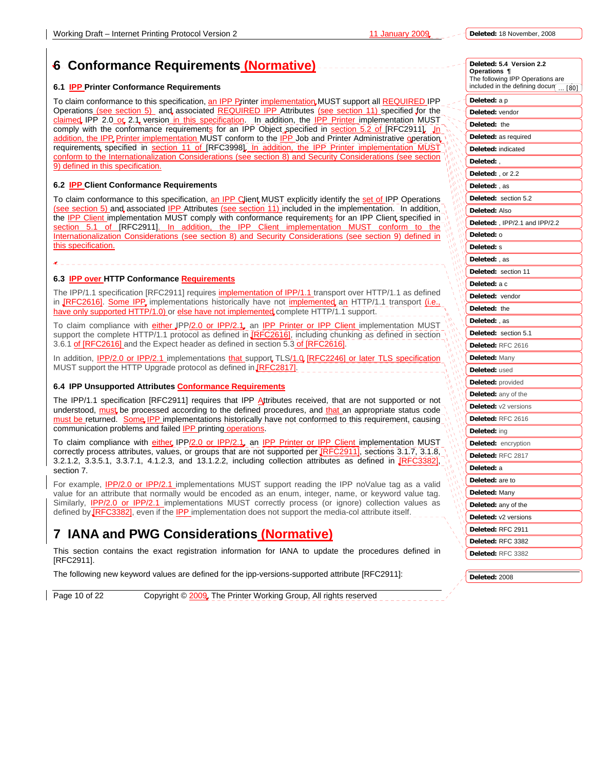# 6 Conformance Requirements (Normative)

### 6.1 IPP Printer Conformance Requirements

To claim conformance to this specification, an IPP Printer implementation MUST support all REQUIRED IPP Operations (see section 5) and associated REQUIRED IPP Attributes (see section 11) specified for the claimed IPP 2.0 or 2.1 version in this specification. In addition, the IPP Printer implementation MUST comply with the conformance requirements for an IPP Object specified in section 5.2 of [RFC2911]. In addition, the IPP Printer implementation MUST conform to the IPP Job and Printer Administrative operation requirements specified in section 11 of [RFC3998]. In addition, the IPP Printer implementation MUST conform to the Internationalization Considerations (see section 8) and Security Considerations (see section 9) defined in this specification.

### 6.2 IPP Client Conformance Requirements

To claim conformance to this specification, an IPP Client MUST explicitly identify the set of IPP Operations (see section 5) and associated IPP Attributes (see section 11) included in the implementation. In addition, the IPP Client implementation MUST comply with conformance requirements for an IPP Client specified in section 5.1 of [RFC2911]. In addition, the IPP Client implementation MUST conform to the Internationalization Considerations (see section 8) and Security Considerations (see section 9) defined in this specification.

### 6.3 IPP over HTTP Conformance Requirements

The IPP/1.1 specification [RFC2911] requires implementation of IPP/1.1 transport over HTTP/1.1 as defined in [RFC2616]. Some IPP implementations historically have not implemented an HTTP/1.1 transport (i.e., have only supported HTTP/1.0) or else have not implemented complete HTTP/1.1 support.

To claim compliance with either IPP/2.0 or IPP/2.1, an IPP Printer or IPP Client implementation MUST support the complete HTTP/1.1 protocol as defined in [RFC2616], including chunking as defined in section 3.6.1 of [RFC2616] and the Expect header as defined in section 5.3 of [RFC2616].

In addition, IPP/2.0 or IPP/2.1 implementations that support TLS/1.0 [RFC2246] or later TLS specification MUST support the HTTP Upgrade protocol as defined in [RFC2817].

### 6.4 IPP Unsupported Attributes Conformance Requirements

The IPP/1.1 specification [RFC2911] requires that IPP Attributes received, that are not supported or not understood, must be processed according to the defined procedures, and that an appropriate status code must be returned. Some IPP implementations historically have not conformed to this requirement, causing communication problems and failed IPP printing operations.

To claim compliance with either IPP/2.0 or IPP/2.1, an IPP Printer or IPP Client implementation MUST correctly process attributes, values, or groups that are not supported per [RFC2911], sections 3.1.7, 3.1.8, 3.2.1.2, 3.3.5.1, 3.3.7.1, 4.1.2.3, and 13.1.2.2, including collection attributes as defined in [RFC3382], section 7.

For example, IPP/2.0 or IPP/2.1 implementations MUST support reading the IPP noValue tag as a valid value for an attribute that normally would be encoded as an enum, integer, name, or keyword value tag. Similarly, IPP/2.0 or IPP/2.1 implementations MUST correctly process (or ignore) collection values as defined by [RFC3382], even if the IPP implementation does not support the media-col attribute itself.

# 7 IANA and PWG Considerations (Normative)

This section contains the exact registration information for IANA to update the procedures defined in [RFC2911].

The following new keyword values are defined for the ipp-versions-supported attribute [RFC2911]: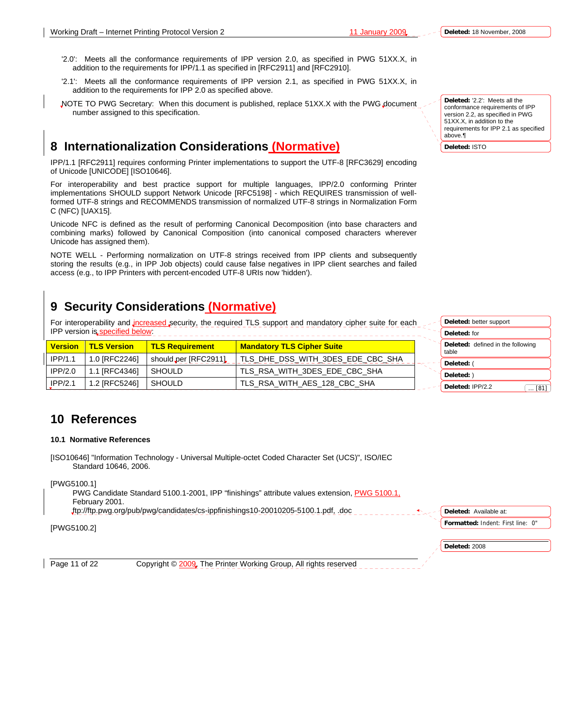'2.0': Meets all the conformance requirements of IPP version 2.0, as specified in PWG 51XX.X, in addition to the requirements for IPP/1.1 as specified in [RFC2911] and [RFC2910].

'2.1': Meets all the conformance requirements of IPP version 2.1, as specified in PWG 51XX.X, in addition to the requirements for IPP 2.0 as specified above.

NOTE TO PWG Secretary: When this document is published, replace 51XX.X with the PWG document number assigned to this specification.

# 8 Internationalization Considerations (Normative)

IPP/1.1 [RFC2911] requires conforming Printer implementations to support the UTF-8 [RFC3629] encoding of Unicode [UNICODE] [ISO10646].

For interoperability and best practice support for multiple languages, IPP/2.0 conforming Printer implementations SHOULD support Network Unicode [RFC5198] - which REQUIRES transmission of well-formed UTF-8 strings and RECOMMENDS transmission of normalized UTF-8 strings in Normalization Form C (NFC) [UAX15].

Unicode NFC is defined as the result of performing Canonical Decomposition (into base characters and combining marks) followed by Canonical Composition (into canonical composed characters wherever Unicode has assigned them).

NOTE WELL - Performing normalization on UTF-8 strings received from IPP clients and subsequently storing the results (e.g., in IPP Job objects) could cause false negatives in IPP client searches and failed access (e.g., to IPP Printers with percent-encoded UTF-8 URIs now 'hidden').

# 9 Security Considerations (Normative)

For interoperability and increased security, the required TLS support and mandatory cipher suite for each IPP version is specified below:

| Version | TLS Version | TLS Requirement | Mandatory TLS Cipher Suite |
|---|---|---|---|
| IPP/1.1 | 1.0 [RFC2246] | should per [RFC2911] | TLS_DHE_DSS_WITH_3DES_EDE_CBC_SHA |
| IPP/2.0 | 1.1 [RFC4346] | SHOULD | TLS_RSA_WITH_3DES_EDE_CBC_SHA |
| IPP/2.1 | 1.2 [RFC5246] | SHOULD | TLS_RSA_WITH_AES_128_CBC_SHA |

# 10 References

## 10.1 Normative References

[ISO10646] "Information Technology - Universal Multiple-octet Coded Character Set (UCS)", ISO/IEC Standard 10646, 2006.

[PWG5100.1]
PWG Candidate Standard 5100.1-2001, IPP "finishings" attribute values extension, PWG 5100.1, February 2001.
ftp://ftp.pwg.org/pub/pwg/candidates/cs-ippfinishings10-20010205-5100.1.pdf, .doc

[PWG5100.2]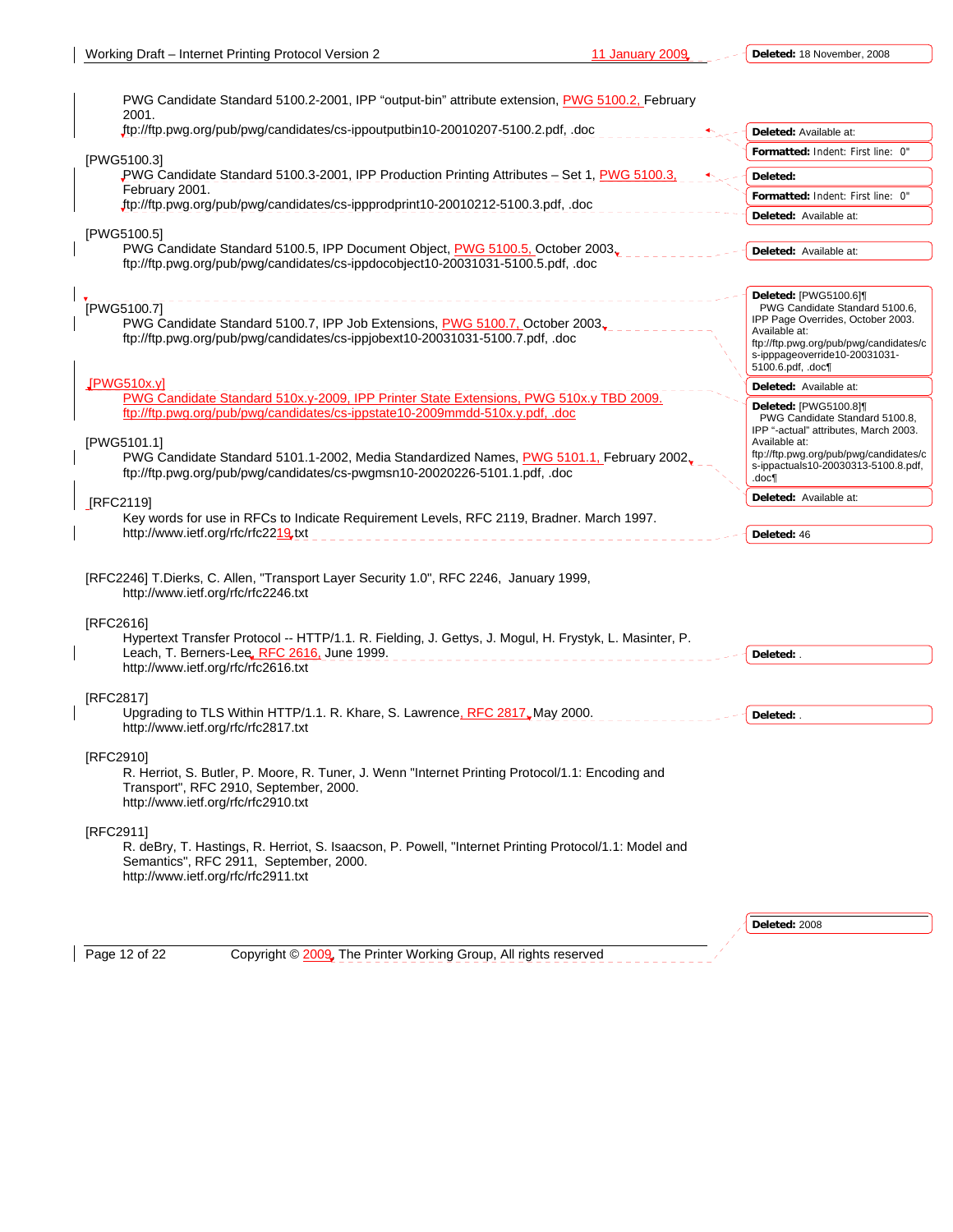PWG Candidate Standard 5100.2-2001, IPP "output-bin" attribute extension, PWG 5100.2, February 2001.
ftp://ftp.pwg.org/pub/pwg/candidates/cs-ippoutputbin10-20010207-5100.2.pdf, .doc

[PWG5100.3]
PWG Candidate Standard 5100.3-2001, IPP Production Printing Attributes – Set 1, PWG 5100.3, February 2001.
ftp://ftp.pwg.org/pub/pwg/candidates/cs-ippprodprint10-20010212-5100.3.pdf, .doc

[PWG5100.5]
PWG Candidate Standard 5100.5, IPP Document Object, PWG 5100.5, October 2003.
ftp://ftp.pwg.org/pub/pwg/candidates/cs-ippdocobject10-20031031-5100.5.pdf, .doc

[PWG5100.7]
PWG Candidate Standard 5100.7, IPP Job Extensions, PWG 5100.7, October 2003.
ftp://ftp.pwg.org/pub/pwg/candidates/cs-ippjobext10-20031031-5100.7.pdf, .doc

[PWG510x.y]
PWG Candidate Standard 510x.y-2009, IPP Printer State Extensions, PWG 510x.y TBD 2009.
ftp://ftp.pwg.org/pub/pwg/candidates/cs-ippstate10-2009mmdd-510x.y.pdf, .doc

[PWG5101.1]
PWG Candidate Standard 5101.1-2002, Media Standardized Names, PWG 5101.1, February 2002.
ftp://ftp.pwg.org/pub/pwg/candidates/cs-pwgmsn10-20020226-5101.1.pdf, .doc

[RFC2119]
Key words for use in RFCs to Indicate Requirement Levels, RFC 2119, Bradner. March 1997.
http://www.ietf.org/rfc/rfc2219.txt

[RFC2246] T.Dierks, C. Allen, "Transport Layer Security 1.0", RFC 2246, January 1999,
http://www.ietf.org/rfc/rfc2246.txt

[RFC2616]
Hypertext Transfer Protocol -- HTTP/1.1. R. Fielding, J. Gettys, J. Mogul, H. Frystyk, L. Masinter, P. Leach, T. Berners-Lee, RFC 2616, June 1999.
http://www.ietf.org/rfc/rfc2616.txt

[RFC2817]
Upgrading to TLS Within HTTP/1.1. R. Khare, S. Lawrence, RFC 2817, May 2000.
http://www.ietf.org/rfc/rfc2817.txt

[RFC2910]
R. Herriot, S. Butler, P. Moore, R. Tuner, J. Wenn "Internet Printing Protocol/1.1: Encoding and Transport", RFC 2910, September, 2000.
http://www.ietf.org/rfc/rfc2910.txt

[RFC2911]
R. deBry, T. Hastings, R. Herriot, S. Isaacson, P. Powell, "Internet Printing Protocol/1.1: Model and Semantics", RFC 2911, September, 2000.
http://www.ietf.org/rfc/rfc2911.txt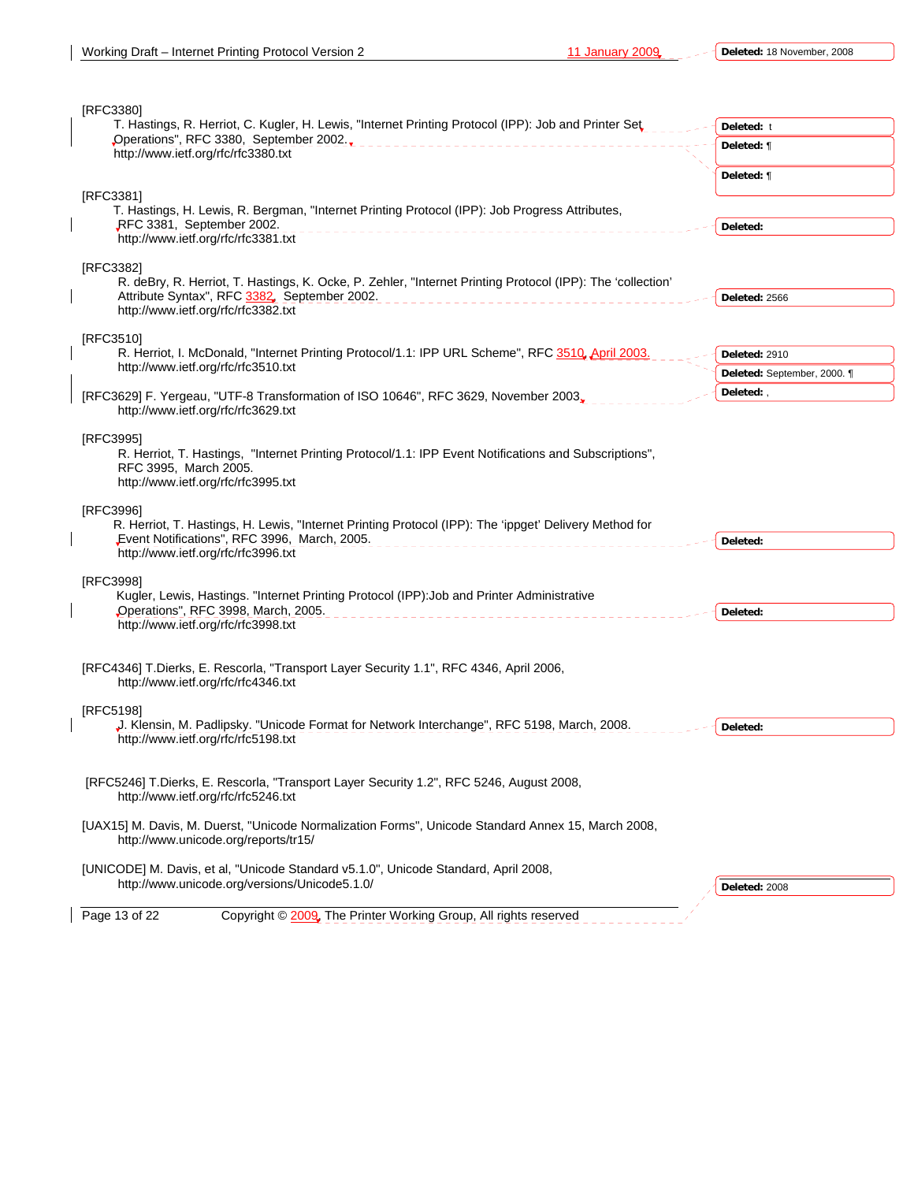[RFC3380]
T. Hastings, R. Herriot, C. Kugler, H. Lewis, "Internet Printing Protocol (IPP): Job and Printer Set Operations", RFC 3380, September 2002.
http://www.ietf.org/rfc/rfc3380.txt

[RFC3381]
T. Hastings, H. Lewis, R. Bergman, "Internet Printing Protocol (IPP): Job Progress Attributes, RFC 3381, September 2002.
http://www.ietf.org/rfc/rfc3381.txt

[RFC3382]
R. deBry, R. Herriot, T. Hastings, K. Ocke, P. Zehler, "Internet Printing Protocol (IPP): The 'collection' Attribute Syntax", RFC 3382, September 2002.
http://www.ietf.org/rfc/rfc3382.txt

[RFC3510]
R. Herriot, I. McDonald, "Internet Printing Protocol/1.1: IPP URL Scheme", RFC 3510, April 2003.
http://www.ietf.org/rfc/rfc3510.txt

[RFC3629] F. Yergeau, "UTF-8 Transformation of ISO 10646", RFC 3629, November 2003.
http://www.ietf.org/rfc/rfc3629.txt

[RFC3995]
R. Herriot, T. Hastings, "Internet Printing Protocol/1.1: IPP Event Notifications and Subscriptions", RFC 3995, March 2005.
http://www.ietf.org/rfc/rfc3995.txt

[RFC3996]
R. Herriot, T. Hastings, H. Lewis, "Internet Printing Protocol (IPP): The 'ippget' Delivery Method for Event Notifications", RFC 3996, March, 2005.
http://www.ietf.org/rfc/rfc3996.txt

[RFC3998]
Kugler, Lewis, Hastings. "Internet Printing Protocol (IPP):Job and Printer Administrative Operations", RFC 3998, March, 2005.
http://www.ietf.org/rfc/rfc3998.txt

[RFC4346] T.Dierks, E. Rescorla, "Transport Layer Security 1.1", RFC 4346, April 2006,
http://www.ietf.org/rfc/rfc4346.txt

[RFC5198]
J. Klensin, M. Padlipsky. "Unicode Format for Network Interchange", RFC 5198, March, 2008.
http://www.ietf.org/rfc/rfc5198.txt

[RFC5246] T.Dierks, E. Rescorla, "Transport Layer Security 1.2", RFC 5246, August 2008,
http://www.ietf.org/rfc/rfc5246.txt

[UAX15] M. Davis, M. Duerst, "Unicode Normalization Forms", Unicode Standard Annex 15, March 2008,
http://www.unicode.org/reports/tr15/

[UNICODE] M. Davis, et al, "Unicode Standard v5.1.0", Unicode Standard, April 2008,
http://www.unicode.org/versions/Unicode5.1.0/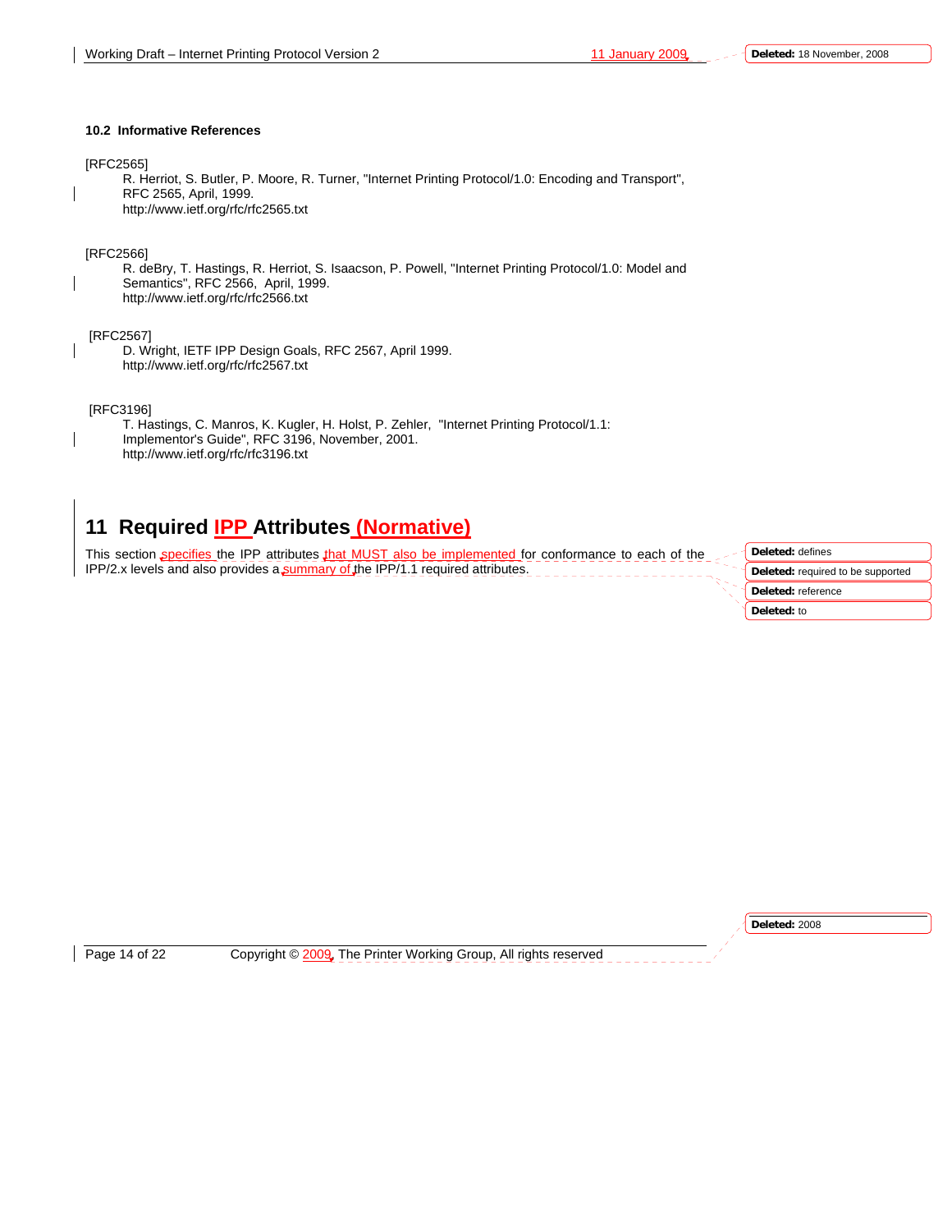### 10.2 Informative References

[RFC2565]
R. Herriot, S. Butler, P. Moore, R. Turner, "Internet Printing Protocol/1.0: Encoding and Transport", RFC 2565, April, 1999.
http://www.ietf.org/rfc/rfc2565.txt

[RFC2566]
R. deBry, T. Hastings, R. Herriot, S. Isaacson, P. Powell, "Internet Printing Protocol/1.0: Model and Semantics", RFC 2566, April, 1999.
http://www.ietf.org/rfc/rfc2566.txt

[RFC2567]
D. Wright, IETF IPP Design Goals, RFC 2567, April 1999.
http://www.ietf.org/rfc/rfc2567.txt

[RFC3196]
T. Hastings, C. Manros, K. Kugler, H. Holst, P. Zehler, "Internet Printing Protocol/1.1: Implementor's Guide", RFC 3196, November, 2001.
http://www.ietf.org/rfc/rfc3196.txt

# 11 Required IPP Attributes (Normative)

This section specifies the IPP attributes that MUST also be implemented for conformance to each of the IPP/2.x levels and also provides a summary of the IPP/1.1 required attributes.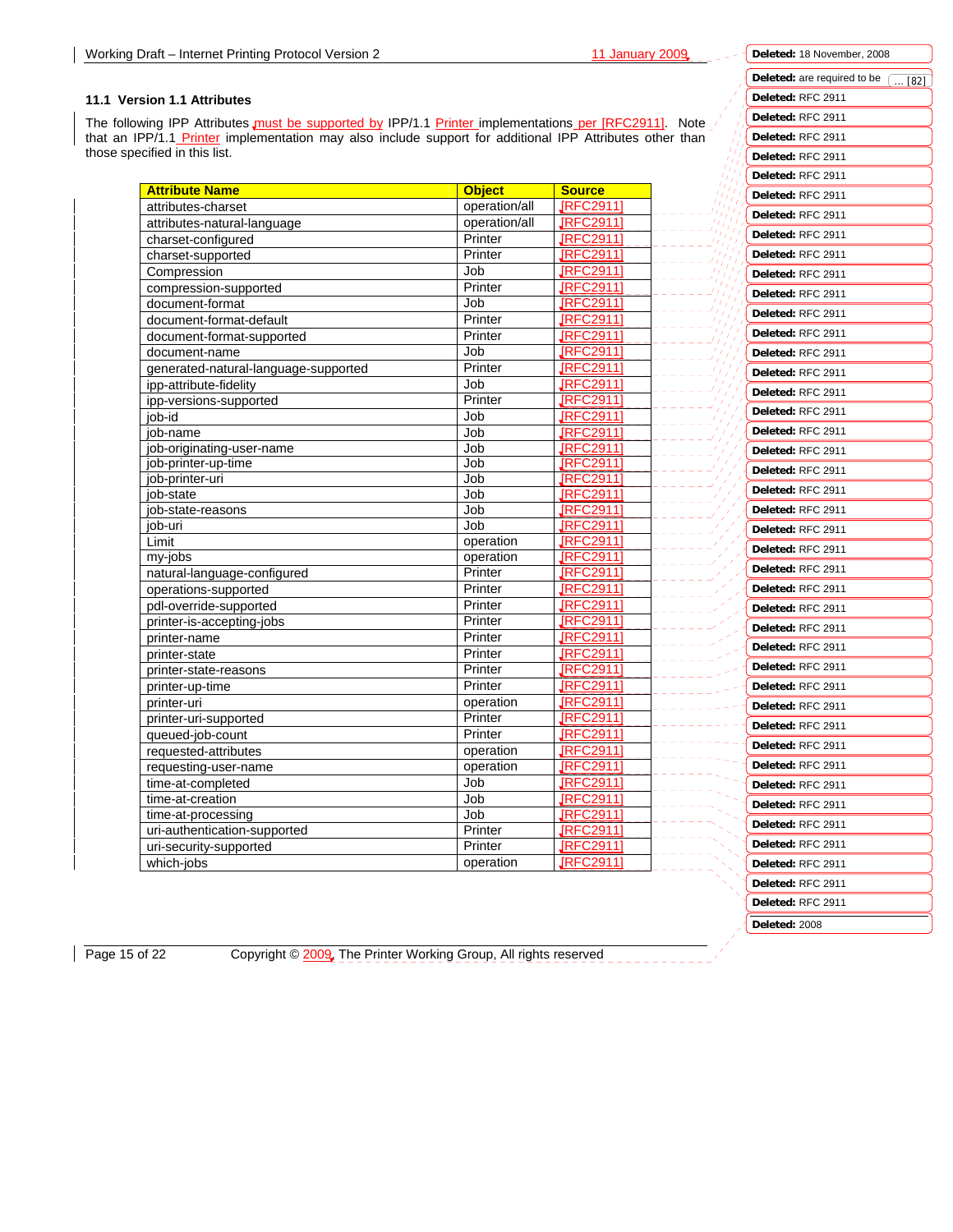### 11.1 Version 1.1 Attributes

The following IPP Attributes must be supported by IPP/1.1 Printer implementations per [RFC2911]. Note that an IPP/1.1 Printer implementation may also include support for additional IPP Attributes other than those specified in this list.

| Attribute Name | Object | Source |
|---|---|---|
| attributes-charset | operation/all | [RFC2911] |
| attributes-natural-language | operation/all | [RFC2911] |
| charset-configured | Printer | [RFC2911] |
| charset-supported | Printer | [RFC2911] |
| Compression | Job | [RFC2911] |
| compression-supported | Printer | [RFC2911] |
| document-format | Job | [RFC2911] |
| document-format-default | Printer | [RFC2911] |
| document-format-supported | Printer | [RFC2911] |
| document-name | Job | [RFC2911] |
| generated-natural-language-supported | Printer | [RFC2911] |
| ipp-attribute-fidelity | Job | [RFC2911] |
| ipp-versions-supported | Printer | [RFC2911] |
| job-id | Job | [RFC2911] |
| job-name | Job | [RFC2911] |
| job-originating-user-name | Job | [RFC2911] |
| job-printer-up-time | Job | [RFC2911] |
| job-printer-uri | Job | [RFC2911] |
| job-state | Job | [RFC2911] |
| job-state-reasons | Job | [RFC2911] |
| job-uri | Job | [RFC2911] |
| Limit | operation | [RFC2911] |
| my-jobs | operation | [RFC2911] |
| natural-language-configured | Printer | [RFC2911] |
| operations-supported | Printer | [RFC2911] |
| pdl-override-supported | Printer | [RFC2911] |
| printer-is-accepting-jobs | Printer | [RFC2911] |
| printer-name | Printer | [RFC2911] |
| printer-state | Printer | [RFC2911] |
| printer-state-reasons | Printer | [RFC2911] |
| printer-up-time | Printer | [RFC2911] |
| printer-uri | operation | [RFC2911] |
| printer-uri-supported | Printer | [RFC2911] |
| queued-job-count | Printer | [RFC2911] |
| requested-attributes | operation | [RFC2911] |
| requesting-user-name | operation | [RFC2911] |
| time-at-completed | Job | [RFC2911] |
| time-at-creation | Job | [RFC2911] |
| time-at-processing | Job | [RFC2911] |
| uri-authentication-supported | Printer | [RFC2911] |
| uri-security-supported | Printer | [RFC2911] |
| which-jobs | operation | [RFC2911] |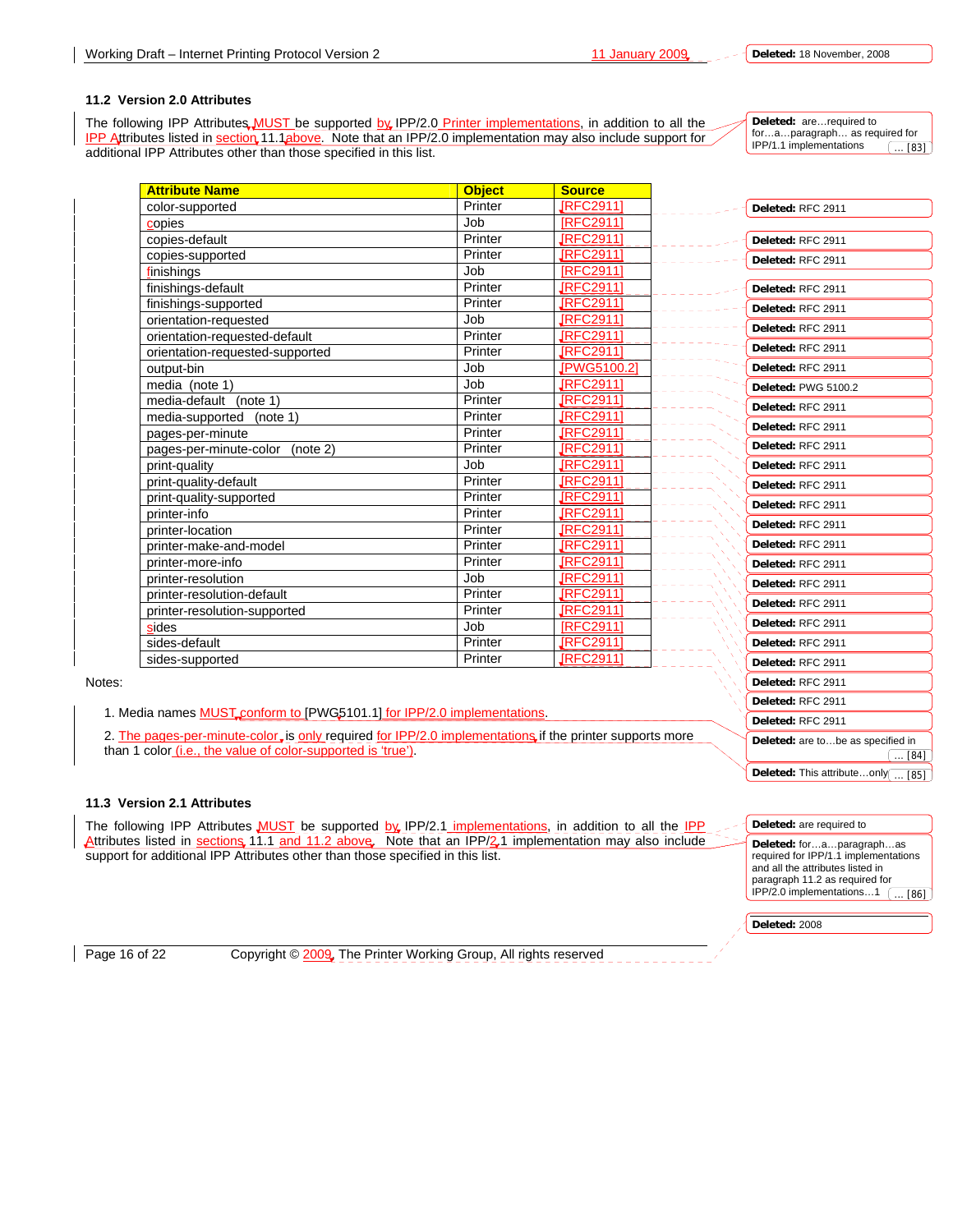### 11.2 Version 2.0 Attributes

The following IPP Attributes MUST be supported by IPP/2.0 Printer implementations, in addition to all the IPP Attributes listed in section 11.1 above. Note that an IPP/2.0 implementation may also include support for additional IPP Attributes other than those specified in this list.

| Attribute Name | Object | Source |
|---|---|---|
| color-supported | Printer | [RFC2911] |
| copies | Job | [RFC2911] |
| copies-default | Printer | [RFC2911] |
| copies-supported | Printer | [RFC2911] |
| finishings | Job | [RFC2911] |
| finishings-default | Printer | [RFC2911] |
| finishings-supported | Printer | [RFC2911] |
| orientation-requested | Job | [RFC2911] |
| orientation-requested-default | Printer | [RFC2911] |
| orientation-requested-supported | Printer | [RFC2911] |
| output-bin | Job | [PWG5100.2] |
| media (note 1) | Job | [RFC2911] |
| media-default (note 1) | Printer | [RFC2911] |
| media-supported (note 1) | Printer | [RFC2911] |
| pages-per-minute | Printer | [RFC2911] |
| pages-per-minute-color (note 2) | Printer | [RFC2911] |
| print-quality | Job | [RFC2911] |
| print-quality-default | Printer | [RFC2911] |
| print-quality-supported | Printer | [RFC2911] |
| printer-info | Printer | [RFC2911] |
| printer-location | Printer | [RFC2911] |
| printer-make-and-model | Printer | [RFC2911] |
| printer-more-info | Printer | [RFC2911] |
| printer-resolution | Job | [RFC2911] |
| printer-resolution-default | Printer | [RFC2911] |
| printer-resolution-supported | Printer | [RFC2911] |
| sides | Job | [RFC2911] |
| sides-default | Printer | [RFC2911] |
| sides-supported | Printer | [RFC2911] |

Notes:

1. Media names MUST conform to [PWG5101.1] for IPP/2.0 implementations.
2. The pages-per-minute-color is only required for IPP/2.0 implementations if the printer supports more than 1 color (i.e., the value of color-supported is 'true').

### 11.3 Version 2.1 Attributes

The following IPP Attributes MUST be supported by IPP/2.1 implementations, in addition to all the IPP Attributes listed in sections 11.1 and 11.2 above. Note that an IPP/2.1 implementation may also include support for additional IPP Attributes other than those specified in this list.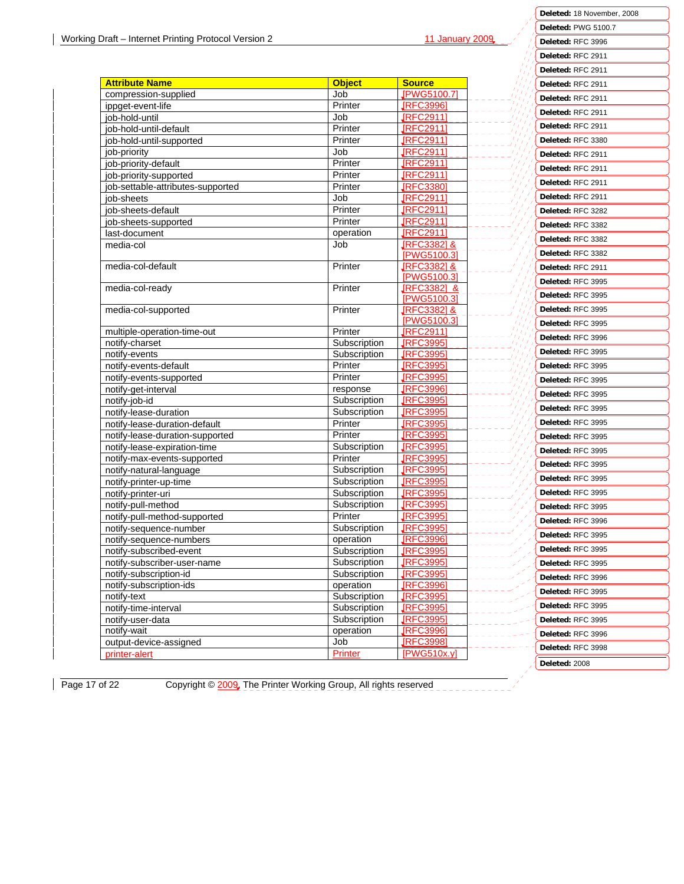| Attribute Name | Object | Source |
| --- | --- | --- |
| compression-supplied | Job | [PWG5100.7] |
| ippget-event-life | Printer | [RFC3996] |
| job-hold-until | Job | [RFC2911] |
| job-hold-until-default | Printer | [RFC2911] |
| job-hold-until-supported | Printer | [RFC2911] |
| job-priority | Job | [RFC2911] |
| job-priority-default | Printer | [RFC2911] |
| job-priority-supported | Printer | [RFC2911] |
| job-settable-attributes-supported | Printer | [RFC3380] |
| job-sheets | Job | [RFC2911] |
| job-sheets-default | Printer | [RFC2911] |
| job-sheets-supported | Printer | [RFC2911] |
| last-document | operation | [RFC2911] |
| media-col | Job | [RFC3382] & [PWG5100.3] |
| media-col-default | Printer | [RFC3382] & [PWG5100.3] |
| media-col-ready | Printer | [RFC3382] & [PWG5100.3] |
| media-col-supported | Printer | [RFC3382] & [PWG5100.3] |
| multiple-operation-time-out | Printer | [RFC2911] |
| notify-charset | Subscription | [RFC3995] |
| notify-events | Subscription | [RFC3995] |
| notify-events-default | Printer | [RFC3995] |
| notify-events-supported | Printer | [RFC3995] |
| notify-get-interval | response | [RFC3996] |
| notify-job-id | Subscription | [RFC3995] |
| notify-lease-duration | Subscription | [RFC3995] |
| notify-lease-duration-default | Printer | [RFC3995] |
| notify-lease-duration-supported | Printer | [RFC3995] |
| notify-lease-expiration-time | Subscription | [RFC3995] |
| notify-max-events-supported | Printer | [RFC3995] |
| notify-natural-language | Subscription | [RFC3995] |
| notify-printer-up-time | Subscription | [RFC3995] |
| notify-printer-uri | Subscription | [RFC3995] |
| notify-pull-method | Subscription | [RFC3995] |
| notify-pull-method-supported | Printer | [RFC3995] |
| notify-sequence-number | Subscription | [RFC3995] |
| notify-sequence-numbers | operation | [RFC3996] |
| notify-subscribed-event | Subscription | [RFC3995] |
| notify-subscriber-user-name | Subscription | [RFC3995] |
| notify-subscription-id | Subscription | [RFC3995] |
| notify-subscription-ids | operation | [RFC3996] |
| notify-text | Subscription | [RFC3995] |
| notify-time-interval | Subscription | [RFC3995] |
| notify-user-data | Subscription | [RFC3995] |
| notify-wait | operation | [RFC3996] |
| output-device-assigned | Job | [RFC3998] |
| printer-alert | Printer | [PWG510x.y] |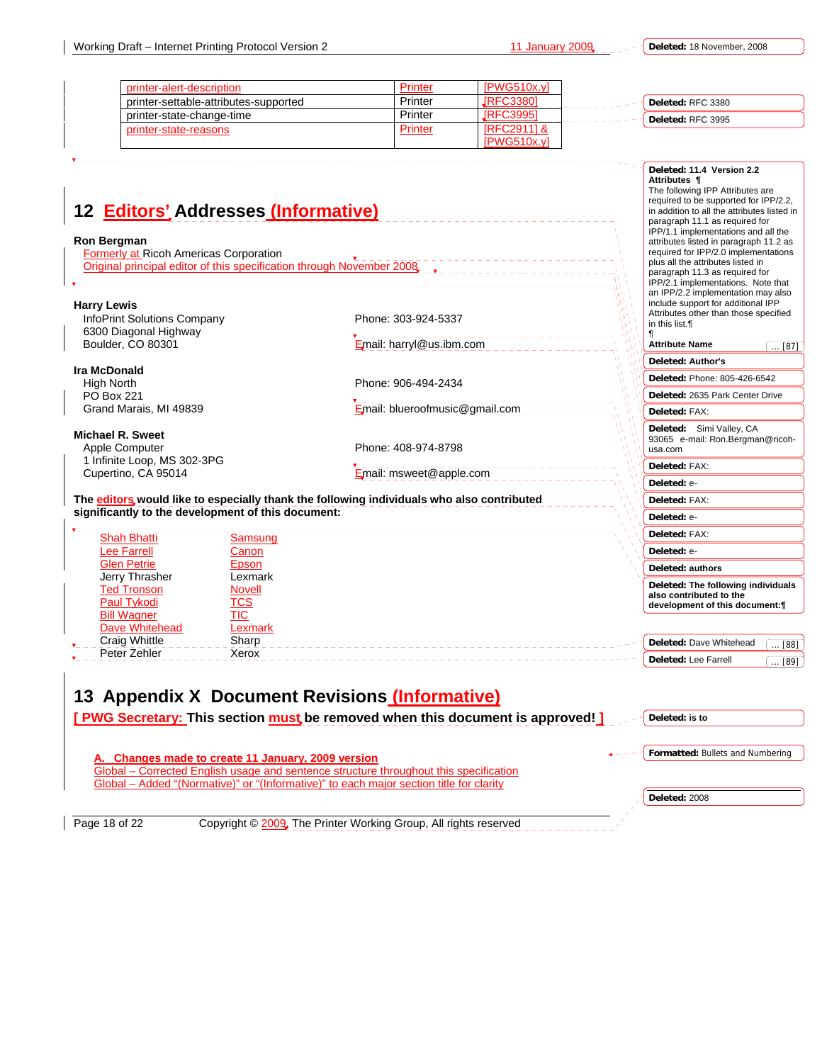| printer-alert-description | Printer | [PWG510x.y] |
|---|---|---|
| printer-settable-attributes-supported | Printer | [RFC3380] |
| printer-state-change-time | Printer | [RFC3995] |
| printer-state-reasons | Printer | [RFC2911] & [PWG510x.y] |

# 12 Editors' Addresses (Informative)

**Ron Bergman**
Formerly at Ricoh Americas Corporation
Original principal editor of this specification through November 2008

**Harry Lewis**
InfoPrint Solutions Company
6300 Diagonal Highway
Boulder, CO 80301
Phone: 303-924-5337
Email: harryl@us.ibm.com

**Ira McDonald**
High North
PO Box 221
Grand Marais, MI 49839
Phone: 906-494-2434
Email: blueroofmusic@gmail.com

**Michael R. Sweet**
Apple Computer
1 Infinite Loop, MS 302-3PG
Cupertino, CA 95014
Phone: 408-974-8798
Email: msweet@apple.com

**The editors would like to especially thank the following individuals who also contributed significantly to the development of this document:**

| | |
|---|---|
| Shah Bhatti | Samsung |
| Lee Farrell | Canon |
| Glen Petrie | Epson |
| Jerry Thrasher | Lexmark |
| Ted Tronson | Novell |
| Paul Tykodi | TCS |
| Bill Wagner | TIC |
| Dave Whitehead | Lexmark |
| Craig Whittle | Sharp |
| Peter Zehler | Xerox |

# 13 Appendix X Document Revisions (Informative)

**[ PWG Secretary: This section must be removed when this document is approved! ]**

**A. Changes made to create 11 January, 2009 version**

Global – Corrected English usage and sentence structure throughout this specification
Global – Added "(Normative)" or "(Informative)" to each major section title for clarity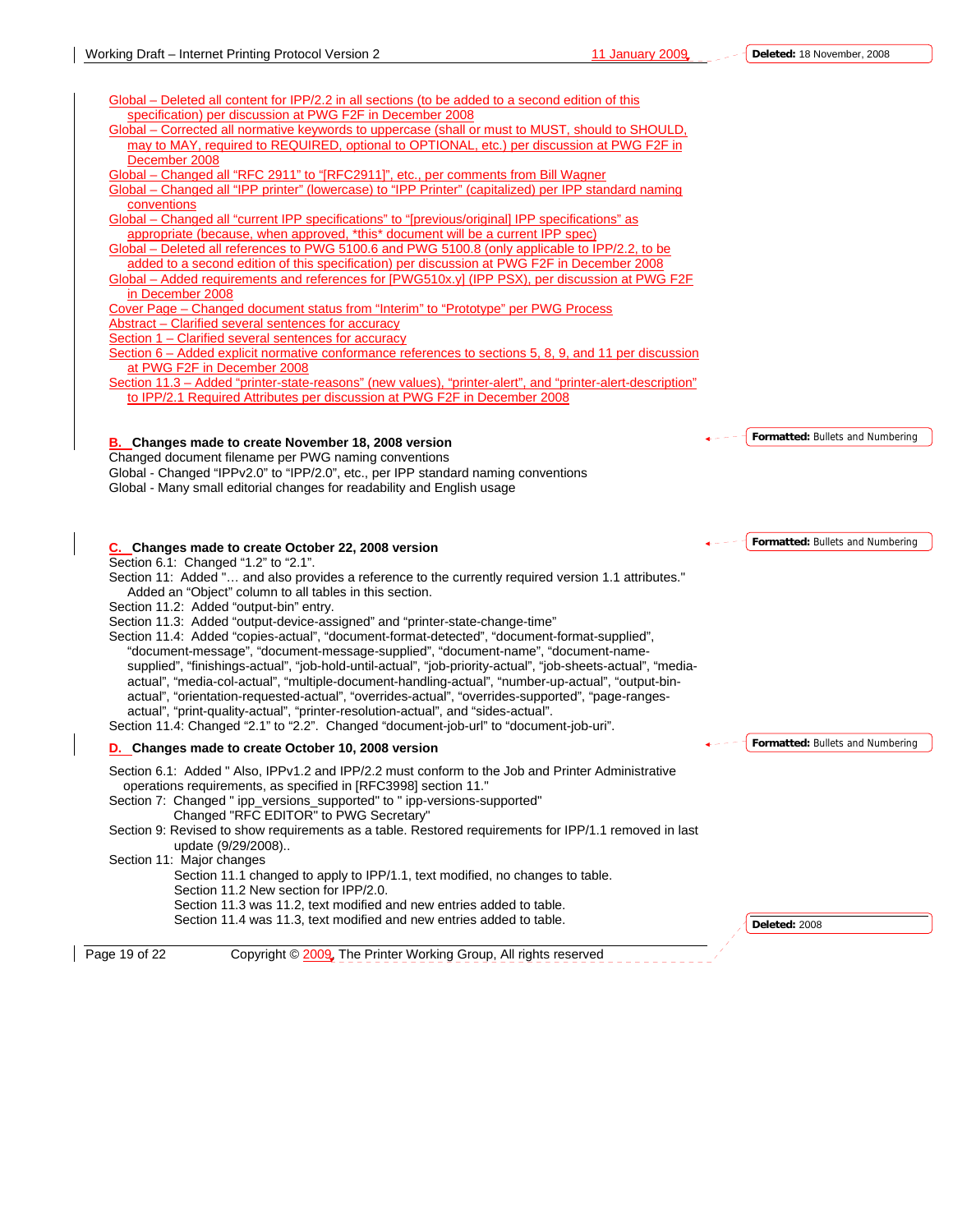Global – Deleted all content for IPP/2.2 in all sections (to be added to a second edition of this specification) per discussion at PWG F2F in December 2008
Global – Corrected all normative keywords to uppercase (shall or must to MUST, should to SHOULD, may to MAY, required to REQUIRED, optional to OPTIONAL, etc.) per discussion at PWG F2F in December 2008
Global – Changed all "RFC 2911" to "[RFC2911]", etc., per comments from Bill Wagner
Global – Changed all "IPP printer" (lowercase) to "IPP Printer" (capitalized) per IPP standard naming conventions
Global – Changed all "current IPP specifications" to "[previous/original] IPP specifications" as appropriate (because, when approved, *this* document will be a current IPP spec)
Global – Deleted all references to PWG 5100.6 and PWG 5100.8 (only applicable to IPP/2.2, to be added to a second edition of this specification) per discussion at PWG F2F in December 2008
Global – Added requirements and references for [PWG510x.y] (IPP PSX), per discussion at PWG F2F in December 2008
Cover Page – Changed document status from "Interim" to "Prototype" per PWG Process
Abstract – Clarified several sentences for accuracy
Section 1 – Clarified several sentences for accuracy
Section 6 – Added explicit normative conformance references to sections 5, 8, 9, and 11 per discussion at PWG F2F in December 2008
Section 11.3 – Added "printer-state-reasons" (new values), "printer-alert", and "printer-alert-description" to IPP/2.1 Required Attributes per discussion at PWG F2F in December 2008

**B. Changes made to create November 18, 2008 version**

Changed document filename per PWG naming conventions
Global - Changed "IPPv2.0" to "IPP/2.0", etc., per IPP standard naming conventions
Global - Many small editorial changes for readability and English usage

**C. Changes made to create October 22, 2008 version**

Section 6.1: Changed "1.2" to "2.1".
Section 11: Added "… and also provides a reference to the currently required version 1.1 attributes." Added an "Object" column to all tables in this section.
Section 11.2: Added "output-bin" entry.
Section 11.3: Added "output-device-assigned" and "printer-state-change-time"
Section 11.4: Added "copies-actual", "document-format-detected", "document-format-supplied", "document-message", "document-message-supplied", "document-name", "document-name-supplied", "finishings-actual", "job-hold-until-actual", "job-priority-actual", "job-sheets-actual", "media-actual", "media-col-actual", "multiple-document-handling-actual", "number-up-actual", "output-bin-actual", "orientation-requested-actual", "overrides-actual", "overrides-supported", "page-ranges-actual", "print-quality-actual", "printer-resolution-actual", and "sides-actual".
Section 11.4: Changed "2.1" to "2.2". Changed "document-job-url" to "document-job-uri".

**D. Changes made to create October 10, 2008 version**

Section 6.1: Added " Also, IPPv1.2 and IPP/2.2 must conform to the Job and Printer Administrative operations requirements, as specified in [RFC3998] section 11."
Section 7: Changed " ipp_versions_supported" to " ipp-versions-supported"
Changed "RFC EDITOR" to PWG Secretary"
Section 9: Revised to show requirements as a table. Restored requirements for IPP/1.1 removed in last update (9/29/2008)..
Section 11: Major changes
Section 11.1 changed to apply to IPP/1.1, text modified, no changes to table.
Section 11.2 New section for IPP/2.0.
Section 11.3 was 11.2, text modified and new entries added to table.
Section 11.4 was 11.3, text modified and new entries added to table.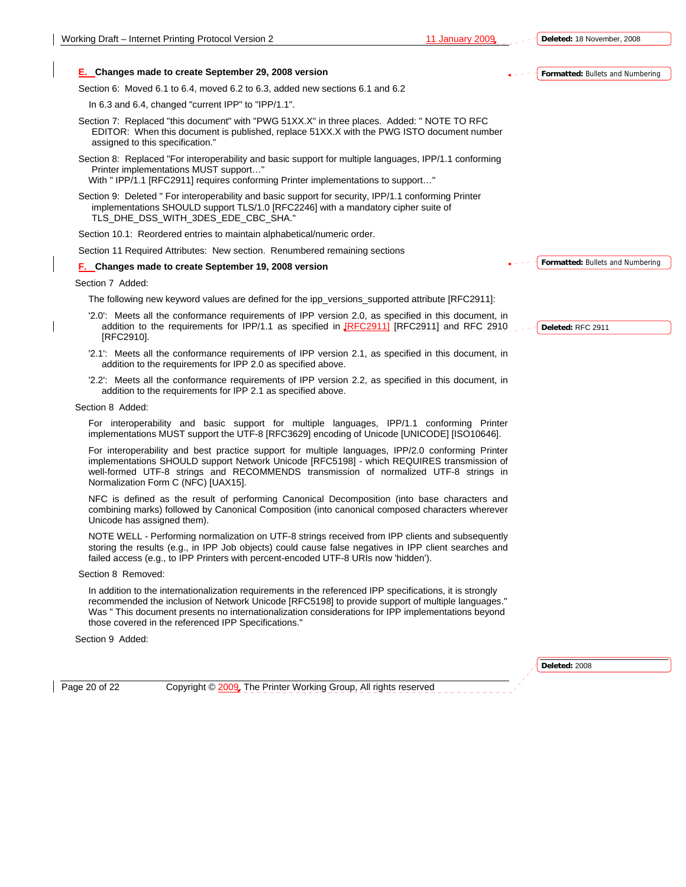## E. Changes made to create September 29, 2008 version

Section 6: Moved 6.1 to 6.4, moved 6.2 to 6.3, added new sections 6.1 and 6.2

In 6.3 and 6.4, changed "current IPP" to "IPP/1.1".

Section 7: Replaced "this document" with "PWG 51XX.X" in three places. Added: " NOTE TO RFC EDITOR: When this document is published, replace 51XX.X with the PWG ISTO document number assigned to this specification."

Section 8: Replaced "For interoperability and basic support for multiple languages, IPP/1.1 conforming Printer implementations MUST support…"
With " IPP/1.1 [RFC2911] requires conforming Printer implementations to support…"

Section 9: Deleted " For interoperability and basic support for security, IPP/1.1 conforming Printer implementations SHOULD support TLS/1.0 [RFC2246] with a mandatory cipher suite of TLS_DHE_DSS_WITH_3DES_EDE_CBC_SHA."

Section 10.1: Reordered entries to maintain alphabetical/numeric order.

Section 11 Required Attributes: New section. Renumbered remaining sections

## F. Changes made to create September 19, 2008 version

Section 7 Added:

The following new keyword values are defined for the ipp_versions_supported attribute [RFC2911]:

'2.0': Meets all the conformance requirements of IPP version 2.0, as specified in this document, in addition to the requirements for IPP/1.1 as specified in [RFC2911] [RFC2911] and RFC 2910 [RFC2910].

'2.1': Meets all the conformance requirements of IPP version 2.1, as specified in this document, in addition to the requirements for IPP 2.0 as specified above.

'2.2': Meets all the conformance requirements of IPP version 2.2, as specified in this document, in addition to the requirements for IPP 2.1 as specified above.

Section 8 Added:

For interoperability and basic support for multiple languages, IPP/1.1 conforming Printer implementations MUST support the UTF-8 [RFC3629] encoding of Unicode [UNICODE] [ISO10646].

For interoperability and best practice support for multiple languages, IPP/2.0 conforming Printer implementations SHOULD support Network Unicode [RFC5198] - which REQUIRES transmission of well-formed UTF-8 strings and RECOMMENDS transmission of normalized UTF-8 strings in Normalization Form C (NFC) [UAX15].

NFC is defined as the result of performing Canonical Decomposition (into base characters and combining marks) followed by Canonical Composition (into canonical composed characters wherever Unicode has assigned them).

NOTE WELL - Performing normalization on UTF-8 strings received from IPP clients and subsequently storing the results (e.g., in IPP Job objects) could cause false negatives in IPP client searches and failed access (e.g., to IPP Printers with percent-encoded UTF-8 URIs now 'hidden').

Section 8 Removed:

In addition to the internationalization requirements in the referenced IPP specifications, it is strongly recommended the inclusion of Network Unicode [RFC5198] to provide support of multiple languages." Was " This document presents no internationalization considerations for IPP implementations beyond those covered in the referenced IPP Specifications."

Section 9 Added: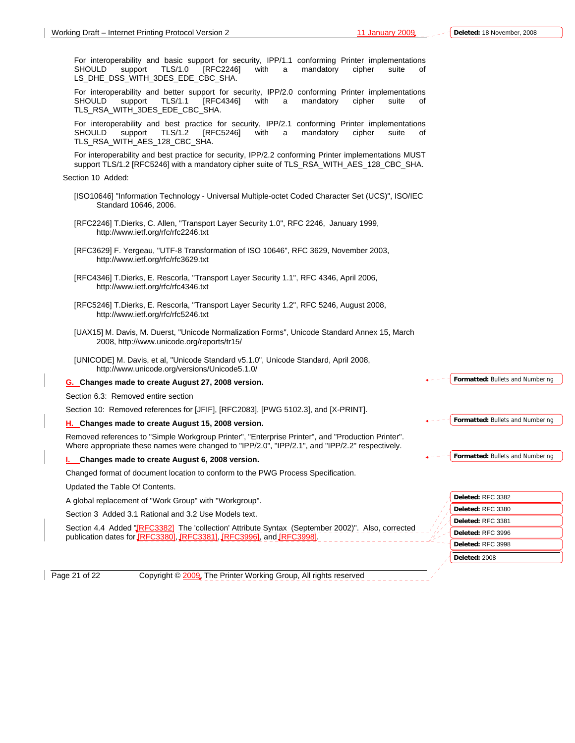For interoperability and basic support for security, IPP/1.1 conforming Printer implementations SHOULD support TLS/1.0 [RFC2246] with a mandatory cipher suite of LS_DHE_DSS_WITH_3DES_EDE_CBC_SHA.

For interoperability and better support for security, IPP/2.0 conforming Printer implementations SHOULD support TLS/1.1 [RFC4346] with a mandatory cipher suite of TLS_RSA_WITH_3DES_EDE_CBC_SHA.

For interoperability and best practice for security, IPP/2.1 conforming Printer implementations SHOULD support TLS/1.2 [RFC5246] with a mandatory cipher suite of TLS_RSA_WITH_AES_128_CBC_SHA.

For interoperability and best practice for security, IPP/2.2 conforming Printer implementations MUST support TLS/1.2 [RFC5246] with a mandatory cipher suite of TLS_RSA_WITH_AES_128_CBC_SHA.

Section 10 Added:

[ISO10646] "Information Technology - Universal Multiple-octet Coded Character Set (UCS)", ISO/IEC Standard 10646, 2006.

[RFC2246] T.Dierks, C. Allen, "Transport Layer Security 1.0", RFC 2246, January 1999, http://www.ietf.org/rfc/rfc2246.txt

[RFC3629] F. Yergeau, "UTF-8 Transformation of ISO 10646", RFC 3629, November 2003, http://www.ietf.org/rfc/rfc3629.txt

[RFC4346] T.Dierks, E. Rescorla, "Transport Layer Security 1.1", RFC 4346, April 2006, http://www.ietf.org/rfc/rfc4346.txt

[RFC5246] T.Dierks, E. Rescorla, "Transport Layer Security 1.2", RFC 5246, August 2008, http://www.ietf.org/rfc/rfc5246.txt

[UAX15] M. Davis, M. Duerst, "Unicode Normalization Forms", Unicode Standard Annex 15, March 2008, http://www.unicode.org/reports/tr15/

[UNICODE] M. Davis, et al, "Unicode Standard v5.1.0", Unicode Standard, April 2008, http://www.unicode.org/versions/Unicode5.1.0/

**G. Changes made to create August 27, 2008 version.**

Section 6.3: Removed entire section

Section 10: Removed references for [JFIF], [RFC2083], [PWG 5102.3], and [X-PRINT].

**H. Changes made to create August 15, 2008 version.**

Removed references to "Simple Workgroup Printer", "Enterprise Printer", and "Production Printer". Where appropriate these names were changed to "IPP/2.0", "IPP/2.1", and "IPP/2.2" respectively.

**I. Changes made to create August 6, 2008 version.**

Changed format of document location to conform to the PWG Process Specification.

Updated the Table Of Contents.

A global replacement of "Work Group" with "Workgroup".

Section 3 Added 3.1 Rational and 3.2 Use Models text.

Section 4.4 Added "[RFC3382] The 'collection' Attribute Syntax (September 2002)". Also, corrected publication dates for [RFC3380], [RFC3381], [RFC3996], and [RFC3998].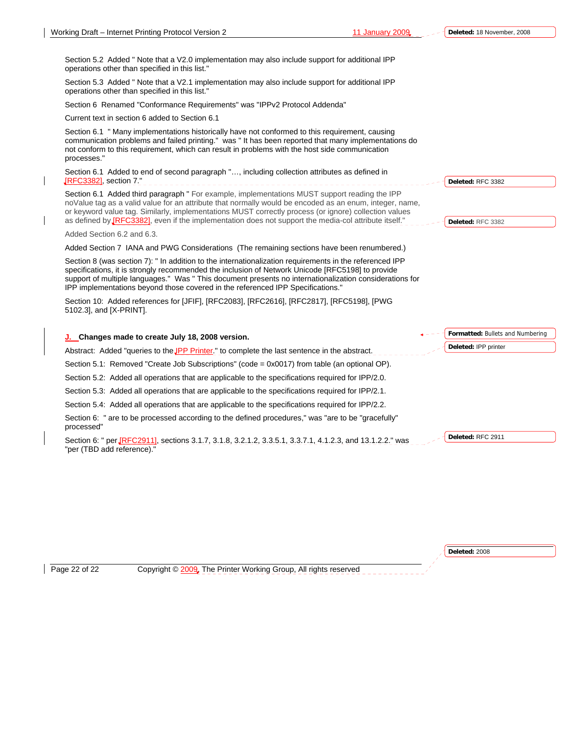Section 5.2 Added " Note that a V2.0 implementation may also include support for additional IPP operations other than specified in this list."

Section 5.3 Added " Note that a V2.1 implementation may also include support for additional IPP operations other than specified in this list."

Section 6 Renamed "Conformance Requirements" was "IPPv2 Protocol Addenda"

Current text in section 6 added to Section 6.1

Section 6.1 " Many implementations historically have not conformed to this requirement, causing communication problems and failed printing." was " It has been reported that many implementations do not conform to this requirement, which can result in problems with the host side communication processes."

Section 6.1 Added to end of second paragraph "…, including collection attributes as defined in [RFC3382], section 7."

Section 6.1 Added third paragraph " For example, implementations MUST support reading the IPP noValue tag as a valid value for an attribute that normally would be encoded as an enum, integer, name, or keyword value tag. Similarly, implementations MUST correctly process (or ignore) collection values as defined by [RFC3382], even if the implementation does not support the media-col attribute itself."

Added Section 6.2 and 6.3.

Added Section 7 IANA and PWG Considerations (The remaining sections have been renumbered.)

Section 8 (was section 7): " In addition to the internationalization requirements in the referenced IPP specifications, it is strongly recommended the inclusion of Network Unicode [RFC5198] to provide support of multiple languages." Was " This document presents no internationalization considerations for IPP implementations beyond those covered in the referenced IPP Specifications."

Section 10: Added references for [JFIF], [RFC2083], [RFC2616], [RFC2817], [RFC5198], [PWG 5102.3], and [X-PRINT].

## J. Changes made to create July 18, 2008 version.

Abstract: Added "queries to the IPP Printer." to complete the last sentence in the abstract.

Section 5.1: Removed "Create Job Subscriptions" (code = 0x0017) from table (an optional OP).

Section 5.2: Added all operations that are applicable to the specifications required for IPP/2.0.

Section 5.3: Added all operations that are applicable to the specifications required for IPP/2.1.

Section 5.4: Added all operations that are applicable to the specifications required for IPP/2.2.

Section 6: " are to be processed according to the defined procedures," was "are to be "gracefully" processed"

Section 6: " per [RFC2911], sections 3.1.7, 3.1.8, 3.2.1.2, 3.3.5.1, 3.3.7.1, 4.1.2.3, and 13.1.2.2." was "per (TBD add reference)."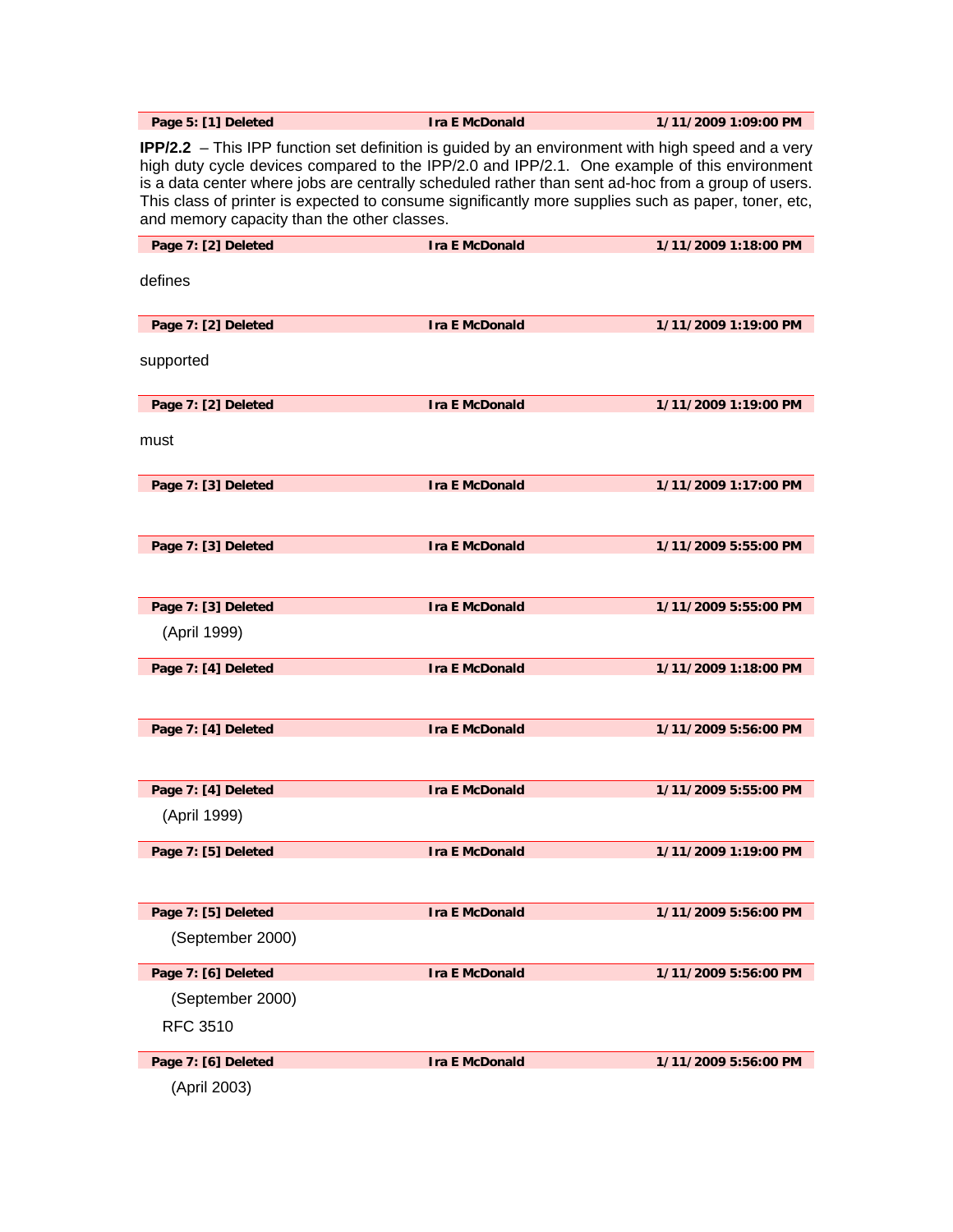| Page 5: [1] Deleted | Ira E McDonald | 1/11/2009 1:09:00 PM |
|---|---|---|

**IPP/2.2** – This IPP function set definition is guided by an environment with high speed and a very high duty cycle devices compared to the IPP/2.0 and IPP/2.1. One example of this environment is a data center where jobs are centrally scheduled rather than sent ad-hoc from a group of users. This class of printer is expected to consume significantly more supplies such as paper, toner, etc, and memory capacity than the other classes.

| Page 7: [2] Deleted | Ira E McDonald | 1/11/2009 1:18:00 PM |
|---|---|---|

defines

| Page 7: [2] Deleted | Ira E McDonald | 1/11/2009 1:19:00 PM |
|---|---|---|

supported

| Page 7: [2] Deleted | Ira E McDonald | 1/11/2009 1:19:00 PM |
|---|---|---|

must

| Page 7: [3] Deleted | Ira E McDonald | 1/11/2009 1:17:00 PM |
|---|---|---|

| Page 7: [3] Deleted | Ira E McDonald | 1/11/2009 5:55:00 PM |
|---|---|---|

| Page 7: [3] Deleted | Ira E McDonald | 1/11/2009 5:55:00 PM |
|---|---|---|

(April 1999)

| Page 7: [4] Deleted | Ira E McDonald | 1/11/2009 1:18:00 PM |
|---|---|---|

| Page 7: [4] Deleted | Ira E McDonald | 1/11/2009 5:56:00 PM |
|---|---|---|

| Page 7: [4] Deleted | Ira E McDonald | 1/11/2009 5:55:00 PM |
|---|---|---|

(April 1999)

| Page 7: [5] Deleted | Ira E McDonald | 1/11/2009 1:19:00 PM |
|---|---|---|

| Page 7: [5] Deleted | Ira E McDonald | 1/11/2009 5:56:00 PM |
|---|---|---|

(September 2000)

| Page 7: [6] Deleted | Ira E McDonald | 1/11/2009 5:56:00 PM |
|---|---|---|

(September 2000)

RFC 3510

| Page 7: [6] Deleted | Ira E McDonald | 1/11/2009 5:56:00 PM |
|---|---|---|

(April 2003)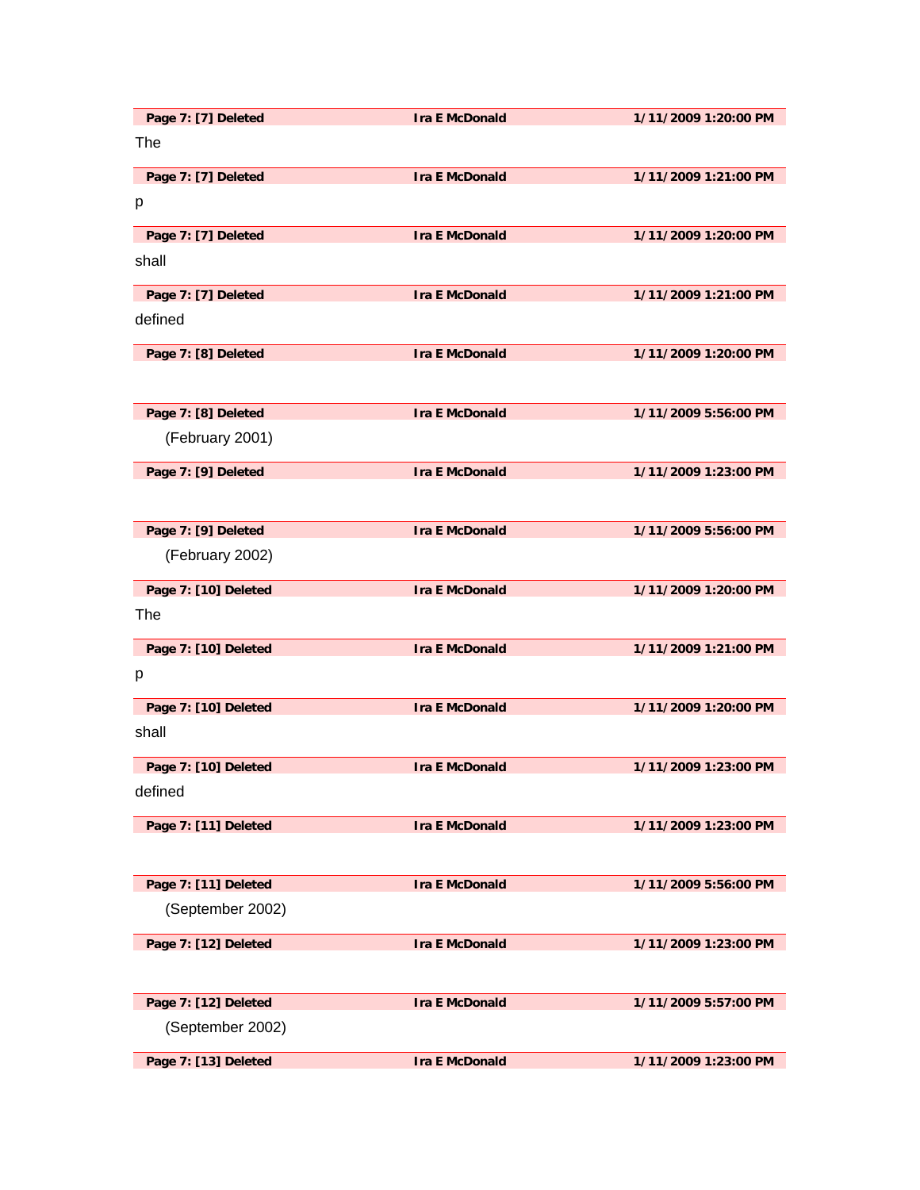| Page 7: [7] Deleted | Ira E McDonald | 1/11/2009 1:20:00 PM |
|---|---|---|

The

| Page 7: [7] Deleted | Ira E McDonald | 1/11/2009 1:21:00 PM |
|---|---|---|

p

| Page 7: [7] Deleted | Ira E McDonald | 1/11/2009 1:20:00 PM |
|---|---|---|

shall

| Page 7: [7] Deleted | Ira E McDonald | 1/11/2009 1:21:00 PM |
|---|---|---|

defined

| Page 7: [8] Deleted | Ira E McDonald | 1/11/2009 1:20:00 PM |
|---|---|---|

| Page 7: [8] Deleted | Ira E McDonald | 1/11/2009 5:56:00 PM |
|---|---|---|

(February 2001)

| Page 7: [9] Deleted | Ira E McDonald | 1/11/2009 1:23:00 PM |
|---|---|---|

| Page 7: [9] Deleted | Ira E McDonald | 1/11/2009 5:56:00 PM |
|---|---|---|

(February 2002)

| Page 7: [10] Deleted | Ira E McDonald | 1/11/2009 1:20:00 PM |
|---|---|---|

The

| Page 7: [10] Deleted | Ira E McDonald | 1/11/2009 1:21:00 PM |
|---|---|---|

p

| Page 7: [10] Deleted | Ira E McDonald | 1/11/2009 1:20:00 PM |
|---|---|---|

shall

| Page 7: [10] Deleted | Ira E McDonald | 1/11/2009 1:23:00 PM |
|---|---|---|

defined

| Page 7: [11] Deleted | Ira E McDonald | 1/11/2009 1:23:00 PM |
|---|---|---|

| Page 7: [11] Deleted | Ira E McDonald | 1/11/2009 5:56:00 PM |
|---|---|---|

(September 2002)

| Page 7: [12] Deleted | Ira E McDonald | 1/11/2009 1:23:00 PM |
|---|---|---|

| Page 7: [12] Deleted | Ira E McDonald | 1/11/2009 5:57:00 PM |
|---|---|---|

(September 2002)

| Page 7: [13] Deleted | Ira E McDonald | 1/11/2009 1:23:00 PM |
|---|---|---|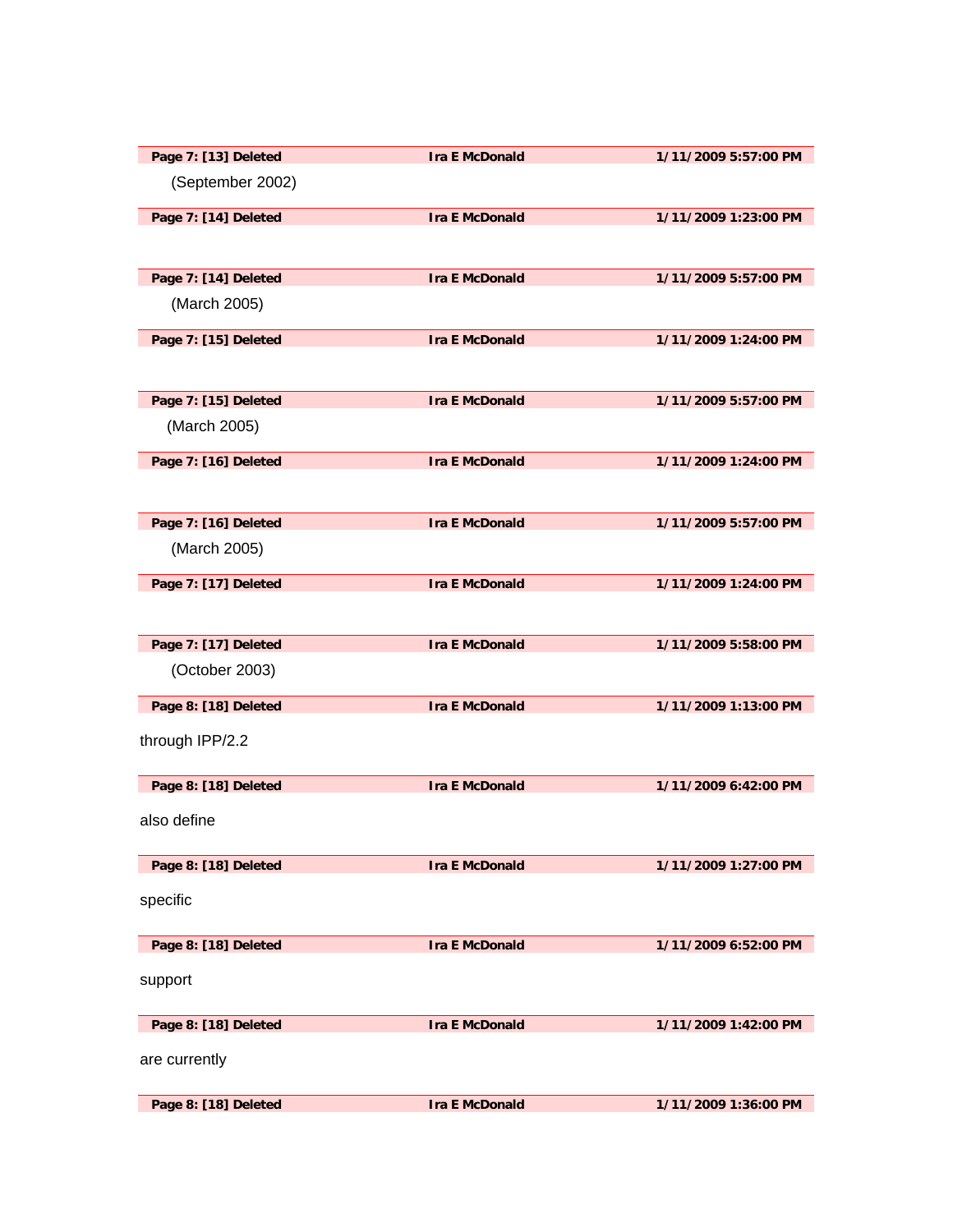| Page 7: [13] Deleted | Ira E McDonald | 1/11/2009 5:57:00 PM |
|---|---|---|

(September 2002)

| Page 7: [14] Deleted | Ira E McDonald | 1/11/2009 1:23:00 PM |
|---|---|---|

| Page 7: [14] Deleted | Ira E McDonald | 1/11/2009 5:57:00 PM |
|---|---|---|

(March 2005)

| Page 7: [15] Deleted | Ira E McDonald | 1/11/2009 1:24:00 PM |
|---|---|---|

| Page 7: [15] Deleted | Ira E McDonald | 1/11/2009 5:57:00 PM |
|---|---|---|

(March 2005)

| Page 7: [16] Deleted | Ira E McDonald | 1/11/2009 1:24:00 PM |
|---|---|---|

| Page 7: [16] Deleted | Ira E McDonald | 1/11/2009 5:57:00 PM |
|---|---|---|

(March 2005)

| Page 7: [17] Deleted | Ira E McDonald | 1/11/2009 1:24:00 PM |
|---|---|---|

| Page 7: [17] Deleted | Ira E McDonald | 1/11/2009 5:58:00 PM |
|---|---|---|

(October 2003)

| Page 8: [18] Deleted | Ira E McDonald | 1/11/2009 1:13:00 PM |
|---|---|---|

through IPP/2.2

| Page 8: [18] Deleted | Ira E McDonald | 1/11/2009 6:42:00 PM |
|---|---|---|

also define

| Page 8: [18] Deleted | Ira E McDonald | 1/11/2009 1:27:00 PM |
|---|---|---|

specific

| Page 8: [18] Deleted | Ira E McDonald | 1/11/2009 6:52:00 PM |
|---|---|---|

support

| Page 8: [18] Deleted | Ira E McDonald | 1/11/2009 1:42:00 PM |
|---|---|---|

are currently

| Page 8: [18] Deleted | Ira E McDonald | 1/11/2009 1:36:00 PM |
|---|---|---|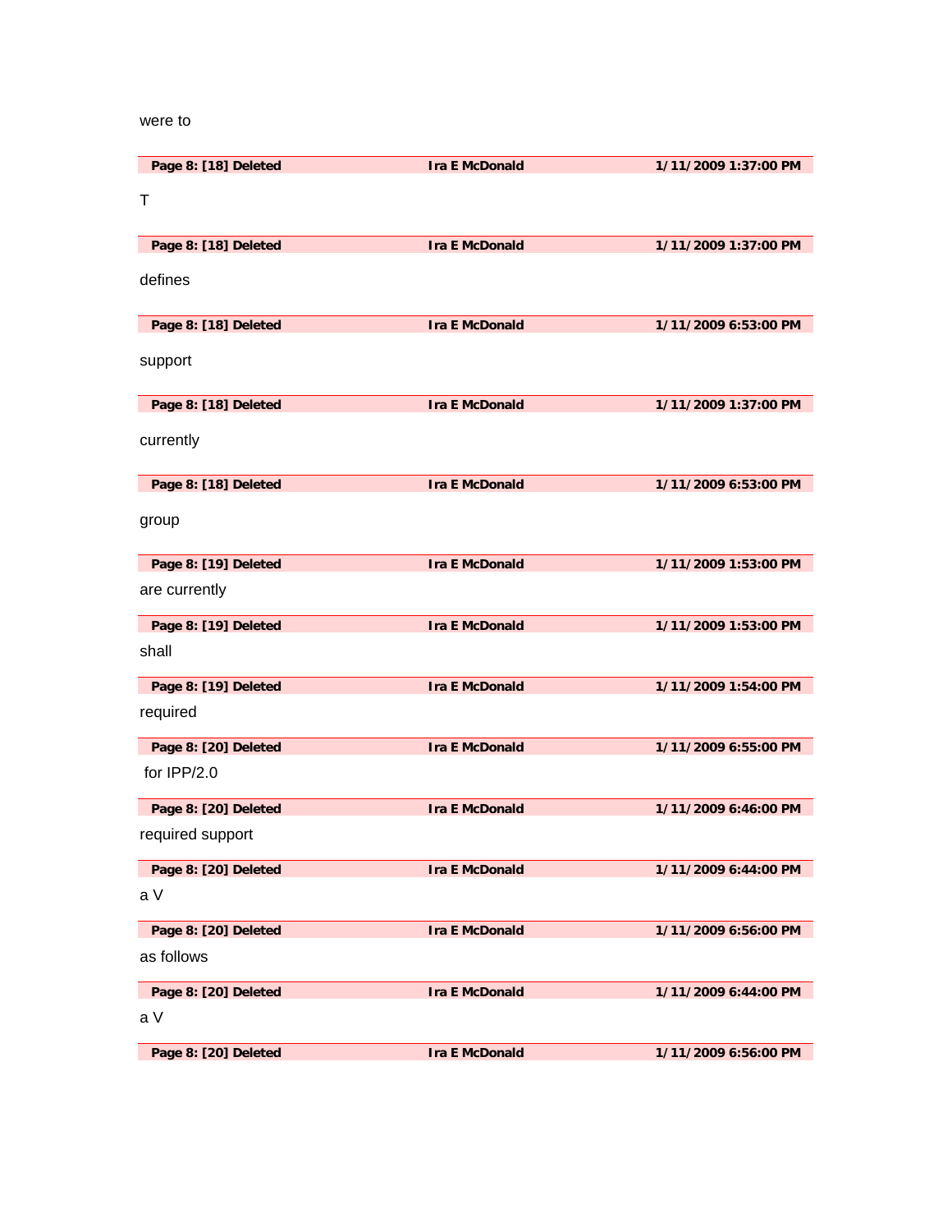were to

| Page 8: [18] Deleted | Ira E McDonald | 1/11/2009 1:37:00 PM |
|---|---|---|

T

| Page 8: [18] Deleted | Ira E McDonald | 1/11/2009 1:37:00 PM |
|---|---|---|

defines

| Page 8: [18] Deleted | Ira E McDonald | 1/11/2009 6:53:00 PM |
|---|---|---|

support

| Page 8: [18] Deleted | Ira E McDonald | 1/11/2009 1:37:00 PM |
|---|---|---|

currently

| Page 8: [18] Deleted | Ira E McDonald | 1/11/2009 6:53:00 PM |
|---|---|---|

group

| Page 8: [19] Deleted | Ira E McDonald | 1/11/2009 1:53:00 PM |
|---|---|---|

are currently

| Page 8: [19] Deleted | Ira E McDonald | 1/11/2009 1:53:00 PM |
|---|---|---|

shall

| Page 8: [19] Deleted | Ira E McDonald | 1/11/2009 1:54:00 PM |
|---|---|---|

required

| Page 8: [20] Deleted | Ira E McDonald | 1/11/2009 6:55:00 PM |
|---|---|---|

for IPP/2.0

| Page 8: [20] Deleted | Ira E McDonald | 1/11/2009 6:46:00 PM |
|---|---|---|

required support

| Page 8: [20] Deleted | Ira E McDonald | 1/11/2009 6:44:00 PM |
|---|---|---|

a V

| Page 8: [20] Deleted | Ira E McDonald | 1/11/2009 6:56:00 PM |
|---|---|---|

as follows

| Page 8: [20] Deleted | Ira E McDonald | 1/11/2009 6:44:00 PM |
|---|---|---|

a V

| Page 8: [20] Deleted | Ira E McDonald | 1/11/2009 6:56:00 PM |
|---|---|---|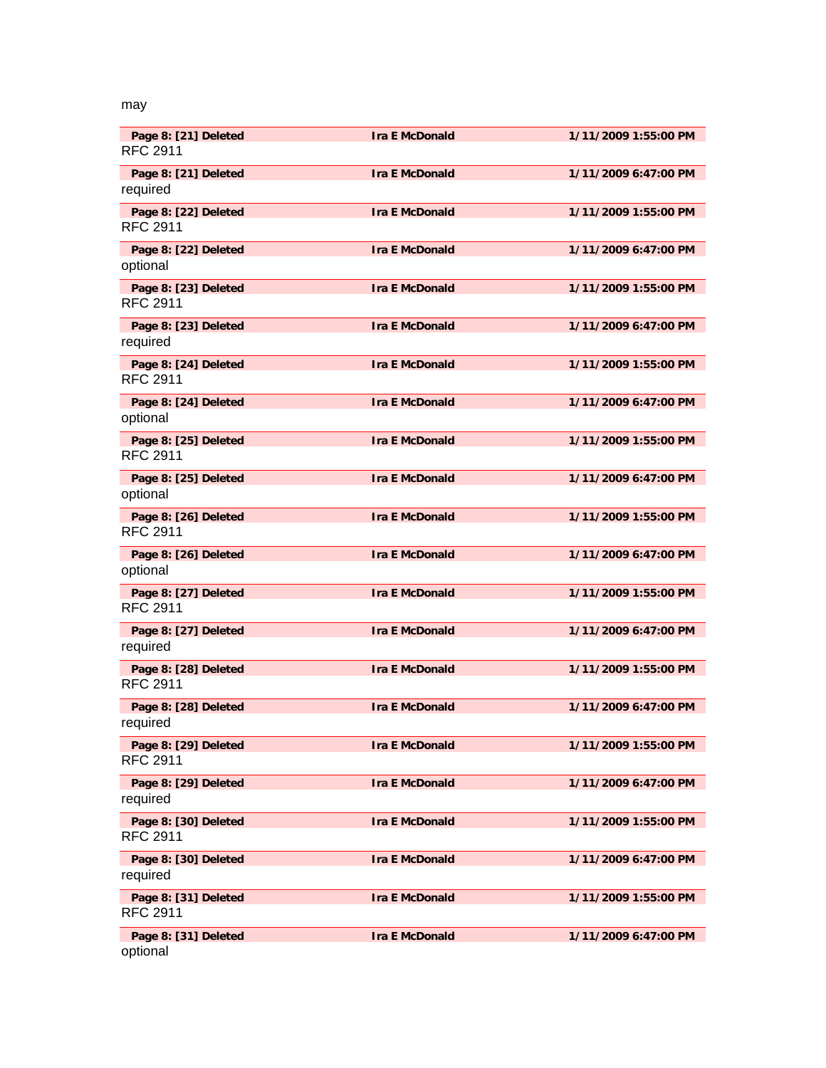may

| Page 8: [21] Deleted | Ira E McDonald | 1/11/2009 1:55:00 PM |
|---|---|---|

RFC 2911

| Page 8: [21] Deleted | Ira E McDonald | 1/11/2009 6:47:00 PM |
|---|---|---|

required

| Page 8: [22] Deleted | Ira E McDonald | 1/11/2009 1:55:00 PM |
|---|---|---|

RFC 2911

| Page 8: [22] Deleted | Ira E McDonald | 1/11/2009 6:47:00 PM |
|---|---|---|

optional

| Page 8: [23] Deleted | Ira E McDonald | 1/11/2009 1:55:00 PM |
|---|---|---|

RFC 2911

| Page 8: [23] Deleted | Ira E McDonald | 1/11/2009 6:47:00 PM |
|---|---|---|

required

| Page 8: [24] Deleted | Ira E McDonald | 1/11/2009 1:55:00 PM |
|---|---|---|

RFC 2911

| Page 8: [24] Deleted | Ira E McDonald | 1/11/2009 6:47:00 PM |
|---|---|---|

optional

| Page 8: [25] Deleted | Ira E McDonald | 1/11/2009 1:55:00 PM |
|---|---|---|

RFC 2911

| Page 8: [25] Deleted | Ira E McDonald | 1/11/2009 6:47:00 PM |
|---|---|---|

optional

| Page 8: [26] Deleted | Ira E McDonald | 1/11/2009 1:55:00 PM |
|---|---|---|

RFC 2911

| Page 8: [26] Deleted | Ira E McDonald | 1/11/2009 6:47:00 PM |
|---|---|---|

optional

| Page 8: [27] Deleted | Ira E McDonald | 1/11/2009 1:55:00 PM |
|---|---|---|

RFC 2911

| Page 8: [27] Deleted | Ira E McDonald | 1/11/2009 6:47:00 PM |
|---|---|---|

required

| Page 8: [28] Deleted | Ira E McDonald | 1/11/2009 1:55:00 PM |
|---|---|---|

RFC 2911

| Page 8: [28] Deleted | Ira E McDonald | 1/11/2009 6:47:00 PM |
|---|---|---|

required

| Page 8: [29] Deleted | Ira E McDonald | 1/11/2009 1:55:00 PM |
|---|---|---|

RFC 2911

| Page 8: [29] Deleted | Ira E McDonald | 1/11/2009 6:47:00 PM |
|---|---|---|

required

| Page 8: [30] Deleted | Ira E McDonald | 1/11/2009 1:55:00 PM |
|---|---|---|

RFC 2911

| Page 8: [30] Deleted | Ira E McDonald | 1/11/2009 6:47:00 PM |
|---|---|---|

required

| Page 8: [31] Deleted | Ira E McDonald | 1/11/2009 1:55:00 PM |
|---|---|---|

RFC 2911

| Page 8: [31] Deleted | Ira E McDonald | 1/11/2009 6:47:00 PM |
|---|---|---|

optional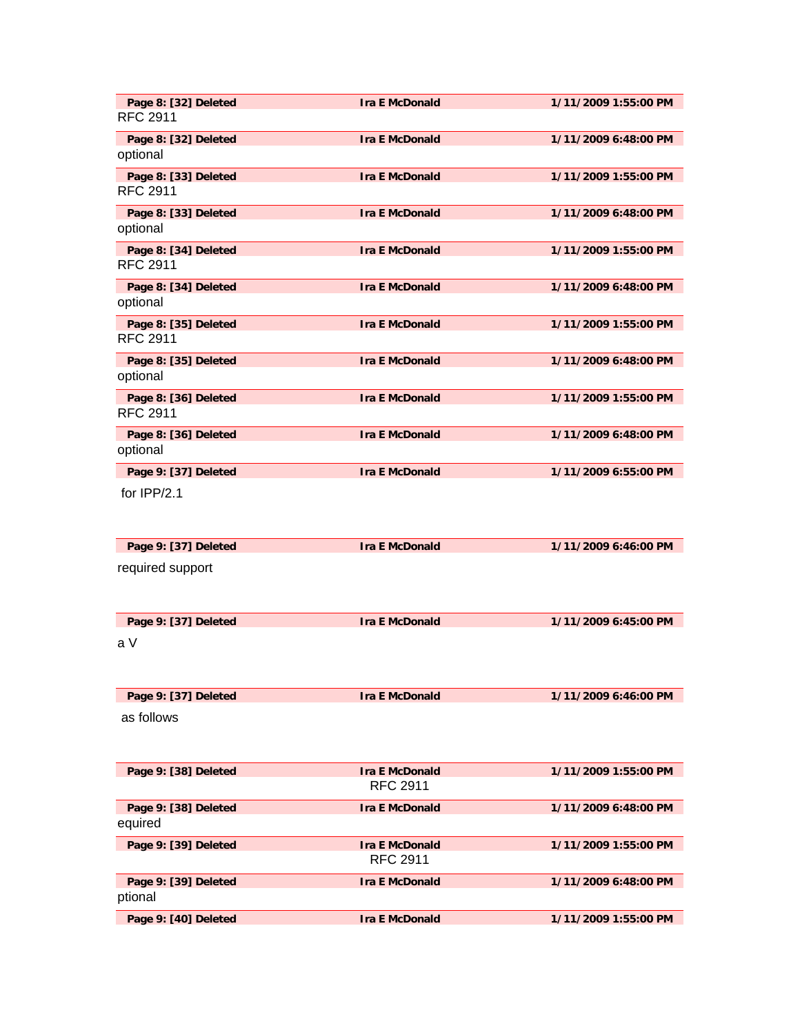| Page 8: [32] Deleted | Ira E McDonald | 1/11/2009 1:55:00 PM |
|---|---|---|

RFC 2911

| Page 8: [32] Deleted | Ira E McDonald | 1/11/2009 6:48:00 PM |
|---|---|---|

optional

| Page 8: [33] Deleted | Ira E McDonald | 1/11/2009 1:55:00 PM |
|---|---|---|

RFC 2911

| Page 8: [33] Deleted | Ira E McDonald | 1/11/2009 6:48:00 PM |
|---|---|---|

optional

| Page 8: [34] Deleted | Ira E McDonald | 1/11/2009 1:55:00 PM |
|---|---|---|

RFC 2911

| Page 8: [34] Deleted | Ira E McDonald | 1/11/2009 6:48:00 PM |
|---|---|---|

optional

| Page 8: [35] Deleted | Ira E McDonald | 1/11/2009 1:55:00 PM |
|---|---|---|

RFC 2911

| Page 8: [35] Deleted | Ira E McDonald | 1/11/2009 6:48:00 PM |
|---|---|---|

optional

| Page 8: [36] Deleted | Ira E McDonald | 1/11/2009 1:55:00 PM |
|---|---|---|

RFC 2911

| Page 8: [36] Deleted | Ira E McDonald | 1/11/2009 6:48:00 PM |
|---|---|---|

optional

| Page 9: [37] Deleted | Ira E McDonald | 1/11/2009 6:55:00 PM |
|---|---|---|

for IPP/2.1

| Page 9: [37] Deleted | Ira E McDonald | 1/11/2009 6:46:00 PM |
|---|---|---|

required support

| Page 9: [37] Deleted | Ira E McDonald | 1/11/2009 6:45:00 PM |
|---|---|---|

a V

| Page 9: [37] Deleted | Ira E McDonald | 1/11/2009 6:46:00 PM |
|---|---|---|

as follows

| Page 9: [38] Deleted | Ira E McDonald | 1/11/2009 1:55:00 PM |
|---|---|---|

RFC 2911

| Page 9: [38] Deleted | Ira E McDonald | 1/11/2009 6:48:00 PM |
|---|---|---|

equired

| Page 9: [39] Deleted | Ira E McDonald | 1/11/2009 1:55:00 PM |
|---|---|---|

RFC 2911

| Page 9: [39] Deleted | Ira E McDonald | 1/11/2009 6:48:00 PM |
|---|---|---|

ptional

| Page 9: [40] Deleted | Ira E McDonald | 1/11/2009 1:55:00 PM |
|---|---|---|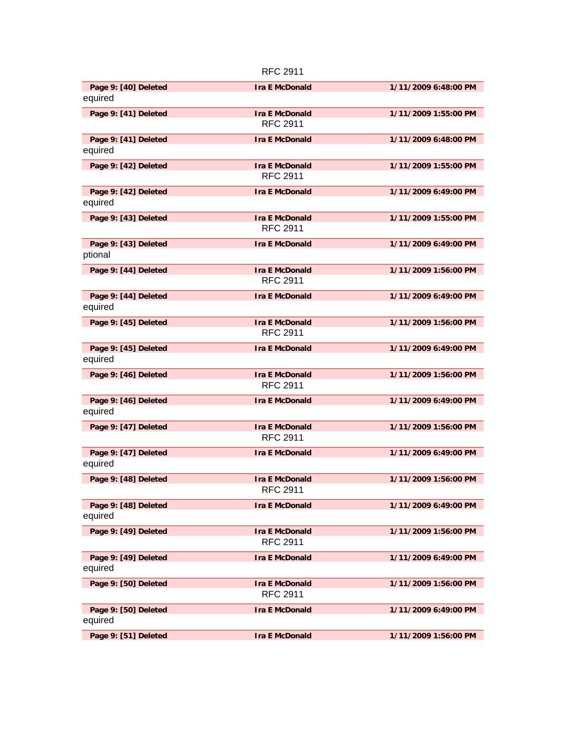RFC 2911

| Page 9: [40] Deleted | Ira E McDonald | 1/11/2009 6:48:00 PM |
|---|---|---|

equired

| Page 9: [41] Deleted | Ira E McDonald | 1/11/2009 1:55:00 PM |
|---|---|---|

RFC 2911

| Page 9: [41] Deleted | Ira E McDonald | 1/11/2009 6:48:00 PM |
|---|---|---|

equired

| Page 9: [42] Deleted | Ira E McDonald | 1/11/2009 1:55:00 PM |
|---|---|---|

RFC 2911

| Page 9: [42] Deleted | Ira E McDonald | 1/11/2009 6:49:00 PM |
|---|---|---|

equired

| Page 9: [43] Deleted | Ira E McDonald | 1/11/2009 1:55:00 PM |
|---|---|---|

RFC 2911

| Page 9: [43] Deleted | Ira E McDonald | 1/11/2009 6:49:00 PM |
|---|---|---|

ptional

| Page 9: [44] Deleted | Ira E McDonald | 1/11/2009 1:56:00 PM |
|---|---|---|

RFC 2911

| Page 9: [44] Deleted | Ira E McDonald | 1/11/2009 6:49:00 PM |
|---|---|---|

equired

| Page 9: [45] Deleted | Ira E McDonald | 1/11/2009 1:56:00 PM |
|---|---|---|

RFC 2911

| Page 9: [45] Deleted | Ira E McDonald | 1/11/2009 6:49:00 PM |
|---|---|---|

equired

| Page 9: [46] Deleted | Ira E McDonald | 1/11/2009 1:56:00 PM |
|---|---|---|

RFC 2911

| Page 9: [46] Deleted | Ira E McDonald | 1/11/2009 6:49:00 PM |
|---|---|---|

equired

| Page 9: [47] Deleted | Ira E McDonald | 1/11/2009 1:56:00 PM |
|---|---|---|

RFC 2911

| Page 9: [47] Deleted | Ira E McDonald | 1/11/2009 6:49:00 PM |
|---|---|---|

equired

| Page 9: [48] Deleted | Ira E McDonald | 1/11/2009 1:56:00 PM |
|---|---|---|

RFC 2911

| Page 9: [48] Deleted | Ira E McDonald | 1/11/2009 6:49:00 PM |
|---|---|---|

equired

| Page 9: [49] Deleted | Ira E McDonald | 1/11/2009 1:56:00 PM |
|---|---|---|

RFC 2911

| Page 9: [49] Deleted | Ira E McDonald | 1/11/2009 6:49:00 PM |
|---|---|---|

equired

| Page 9: [50] Deleted | Ira E McDonald | 1/11/2009 1:56:00 PM |
|---|---|---|

RFC 2911

| Page 9: [50] Deleted | Ira E McDonald | 1/11/2009 6:49:00 PM |
|---|---|---|

equired

| Page 9: [51] Deleted | Ira E McDonald | 1/11/2009 1:56:00 PM |
|---|---|---|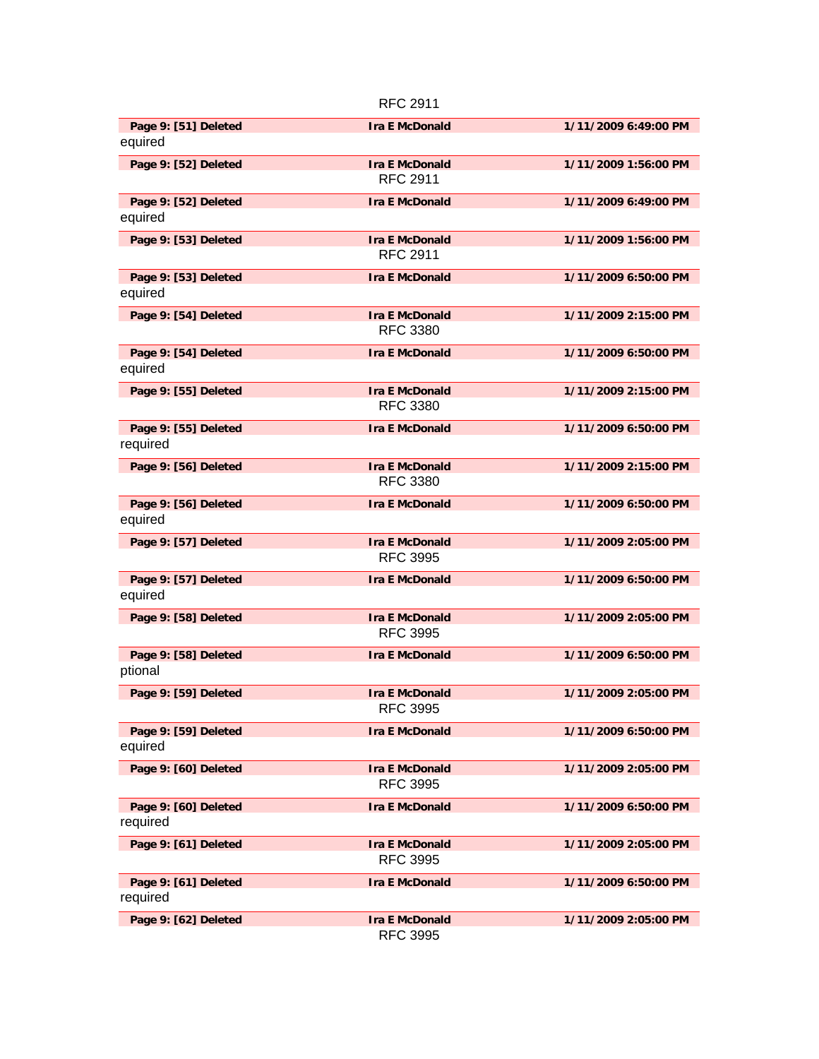RFC 2911

**Page 9: [51] Deleted** **Ira E McDonald** **1/11/2009 6:49:00 PM**

equired

**Page 9: [52] Deleted** **Ira E McDonald** **1/11/2009 1:56:00 PM**

RFC 2911

**Page 9: [52] Deleted** **Ira E McDonald** **1/11/2009 6:49:00 PM**

equired

**Page 9: [53] Deleted** **Ira E McDonald** **1/11/2009 1:56:00 PM**

RFC 2911

**Page 9: [53] Deleted** **Ira E McDonald** **1/11/2009 6:50:00 PM**

equired

**Page 9: [54] Deleted** **Ira E McDonald** **1/11/2009 2:15:00 PM**

RFC 3380

**Page 9: [54] Deleted** **Ira E McDonald** **1/11/2009 6:50:00 PM**

equired

**Page 9: [55] Deleted** **Ira E McDonald** **1/11/2009 2:15:00 PM**

RFC 3380

**Page 9: [55] Deleted** **Ira E McDonald** **1/11/2009 6:50:00 PM**

required

**Page 9: [56] Deleted** **Ira E McDonald** **1/11/2009 2:15:00 PM**

RFC 3380

**Page 9: [56] Deleted** **Ira E McDonald** **1/11/2009 6:50:00 PM**

equired

**Page 9: [57] Deleted** **Ira E McDonald** **1/11/2009 2:05:00 PM**

RFC 3995

**Page 9: [57] Deleted** **Ira E McDonald** **1/11/2009 6:50:00 PM**

equired

**Page 9: [58] Deleted** **Ira E McDonald** **1/11/2009 2:05:00 PM**

RFC 3995

**Page 9: [58] Deleted** **Ira E McDonald** **1/11/2009 6:50:00 PM**

ptional

**Page 9: [59] Deleted** **Ira E McDonald** **1/11/2009 2:05:00 PM**

RFC 3995

**Page 9: [59] Deleted** **Ira E McDonald** **1/11/2009 6:50:00 PM**

equired

**Page 9: [60] Deleted** **Ira E McDonald** **1/11/2009 2:05:00 PM**

RFC 3995

**Page 9: [60] Deleted** **Ira E McDonald** **1/11/2009 6:50:00 PM**

required

**Page 9: [61] Deleted** **Ira E McDonald** **1/11/2009 2:05:00 PM**

RFC 3995

**Page 9: [61] Deleted** **Ira E McDonald** **1/11/2009 6:50:00 PM**

required

**Page 9: [62] Deleted** **Ira E McDonald** **1/11/2009 2:05:00 PM**

RFC 3995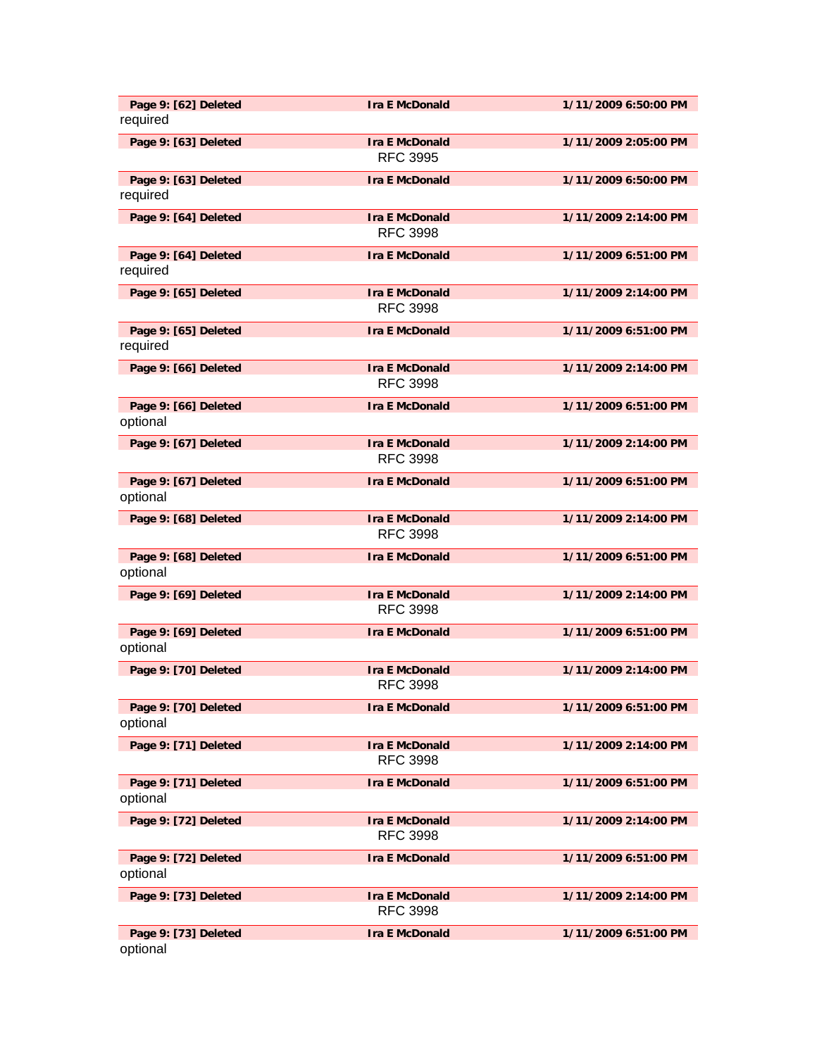| Page 9: [62] Deleted | Ira E McDonald | 1/11/2009 6:50:00 PM |
|---|---|---|

required

| Page 9: [63] Deleted | Ira E McDonald | 1/11/2009 2:05:00 PM |
|---|---|---|

RFC 3995

| Page 9: [63] Deleted | Ira E McDonald | 1/11/2009 6:50:00 PM |
|---|---|---|

required

| Page 9: [64] Deleted | Ira E McDonald | 1/11/2009 2:14:00 PM |
|---|---|---|

RFC 3998

| Page 9: [64] Deleted | Ira E McDonald | 1/11/2009 6:51:00 PM |
|---|---|---|

required

| Page 9: [65] Deleted | Ira E McDonald | 1/11/2009 2:14:00 PM |
|---|---|---|

RFC 3998

| Page 9: [65] Deleted | Ira E McDonald | 1/11/2009 6:51:00 PM |
|---|---|---|

required

| Page 9: [66] Deleted | Ira E McDonald | 1/11/2009 2:14:00 PM |
|---|---|---|

RFC 3998

| Page 9: [66] Deleted | Ira E McDonald | 1/11/2009 6:51:00 PM |
|---|---|---|

optional

| Page 9: [67] Deleted | Ira E McDonald | 1/11/2009 2:14:00 PM |
|---|---|---|

RFC 3998

| Page 9: [67] Deleted | Ira E McDonald | 1/11/2009 6:51:00 PM |
|---|---|---|

optional

| Page 9: [68] Deleted | Ira E McDonald | 1/11/2009 2:14:00 PM |
|---|---|---|

RFC 3998

| Page 9: [68] Deleted | Ira E McDonald | 1/11/2009 6:51:00 PM |
|---|---|---|

optional

| Page 9: [69] Deleted | Ira E McDonald | 1/11/2009 2:14:00 PM |
|---|---|---|

RFC 3998

| Page 9: [69] Deleted | Ira E McDonald | 1/11/2009 6:51:00 PM |
|---|---|---|

optional

| Page 9: [70] Deleted | Ira E McDonald | 1/11/2009 2:14:00 PM |
|---|---|---|

RFC 3998

| Page 9: [70] Deleted | Ira E McDonald | 1/11/2009 6:51:00 PM |
|---|---|---|

optional

| Page 9: [71] Deleted | Ira E McDonald | 1/11/2009 2:14:00 PM |
|---|---|---|

RFC 3998

| Page 9: [71] Deleted | Ira E McDonald | 1/11/2009 6:51:00 PM |
|---|---|---|

optional

| Page 9: [72] Deleted | Ira E McDonald | 1/11/2009 2:14:00 PM |
|---|---|---|

RFC 3998

| Page 9: [72] Deleted | Ira E McDonald | 1/11/2009 6:51:00 PM |
|---|---|---|

optional

| Page 9: [73] Deleted | Ira E McDonald | 1/11/2009 2:14:00 PM |
|---|---|---|

RFC 3998

| Page 9: [73] Deleted | Ira E McDonald | 1/11/2009 6:51:00 PM |
|---|---|---|

optional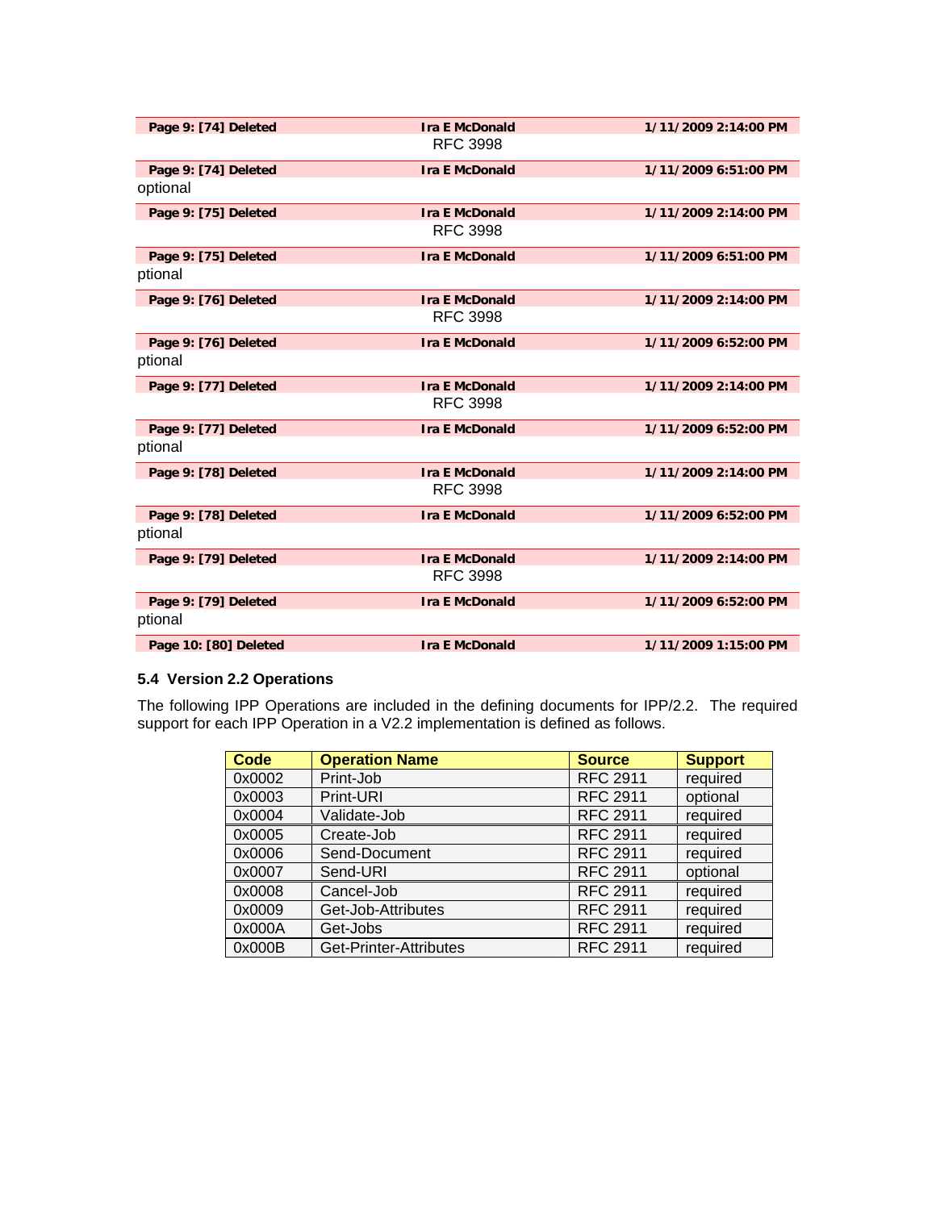**Page 9: [74] Deleted** **Ira E McDonald** **1/11/2009 2:14:00 PM**

RFC 3998

**Page 9: [74] Deleted** **Ira E McDonald** **1/11/2009 6:51:00 PM**

optional

**Page 9: [75] Deleted** **Ira E McDonald** **1/11/2009 2:14:00 PM**

RFC 3998

**Page 9: [75] Deleted** **Ira E McDonald** **1/11/2009 6:51:00 PM**

ptional

**Page 9: [76] Deleted** **Ira E McDonald** **1/11/2009 2:14:00 PM**

RFC 3998

**Page 9: [76] Deleted** **Ira E McDonald** **1/11/2009 6:52:00 PM**

ptional

**Page 9: [77] Deleted** **Ira E McDonald** **1/11/2009 2:14:00 PM**

RFC 3998

**Page 9: [77] Deleted** **Ira E McDonald** **1/11/2009 6:52:00 PM**

ptional

**Page 9: [78] Deleted** **Ira E McDonald** **1/11/2009 2:14:00 PM**

RFC 3998

**Page 9: [78] Deleted** **Ira E McDonald** **1/11/2009 6:52:00 PM**

ptional

**Page 9: [79] Deleted** **Ira E McDonald** **1/11/2009 2:14:00 PM**

RFC 3998

**Page 9: [79] Deleted** **Ira E McDonald** **1/11/2009 6:52:00 PM**

ptional

**Page 10: [80] Deleted** **Ira E McDonald** **1/11/2009 1:15:00 PM**

### 5.4 Version 2.2 Operations

The following IPP Operations are included in the defining documents for IPP/2.2. The required support for each IPP Operation in a V2.2 implementation is defined as follows.

| Code | Operation Name | Source | Support |
|---|---|---|---|
| 0x0002 | Print-Job | RFC 2911 | required |
| 0x0003 | Print-URI | RFC 2911 | optional |
| 0x0004 | Validate-Job | RFC 2911 | required |
| 0x0005 | Create-Job | RFC 2911 | required |
| 0x0006 | Send-Document | RFC 2911 | required |
| 0x0007 | Send-URI | RFC 2911 | optional |
| 0x0008 | Cancel-Job | RFC 2911 | required |
| 0x0009 | Get-Job-Attributes | RFC 2911 | required |
| 0x000A | Get-Jobs | RFC 2911 | required |
| 0x000B | Get-Printer-Attributes | RFC 2911 | required |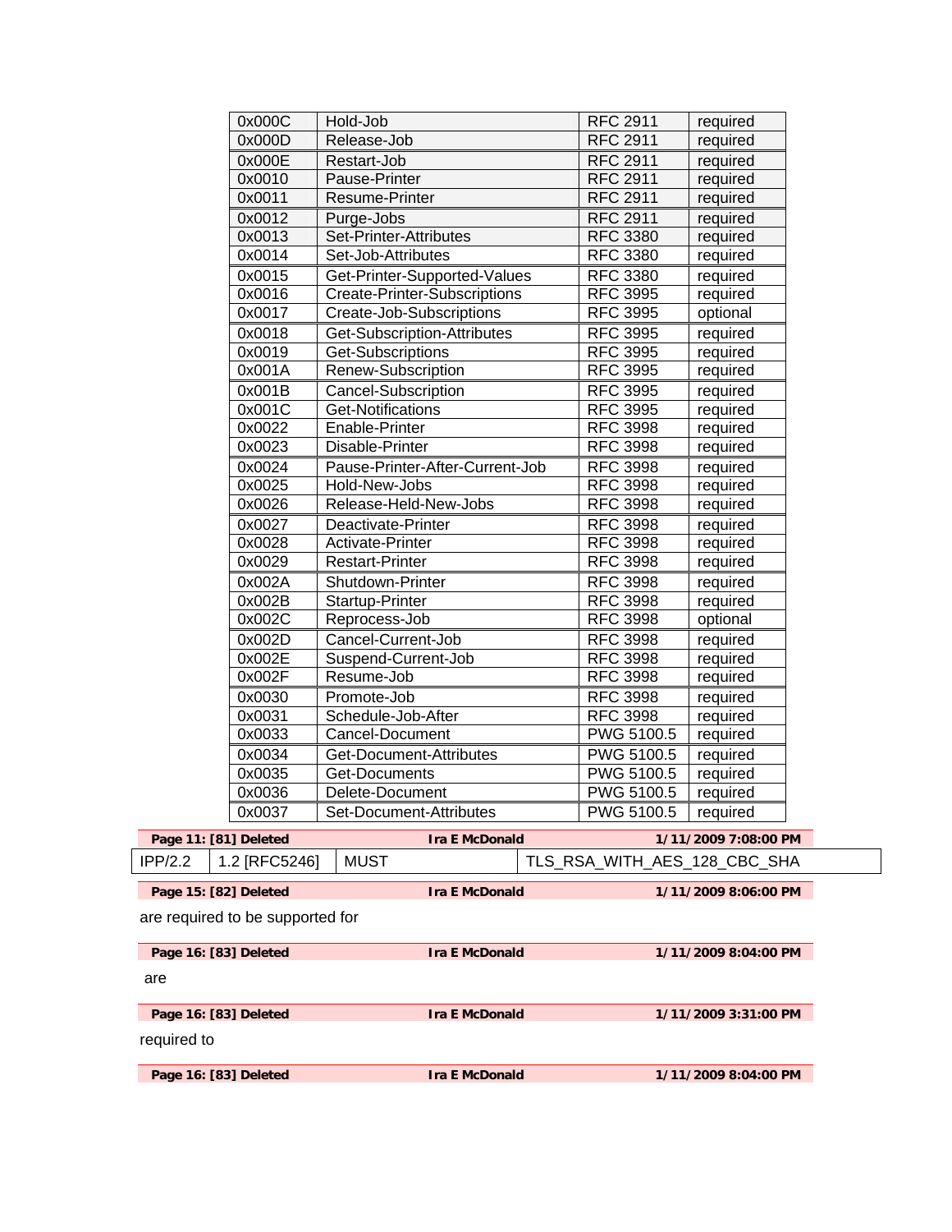| | | | |
|---|---|---|---|
| 0x000C | Hold-Job | RFC 2911 | required |
| 0x000D | Release-Job | RFC 2911 | required |
| 0x000E | Restart-Job | RFC 2911 | required |
| 0x0010 | Pause-Printer | RFC 2911 | required |
| 0x0011 | Resume-Printer | RFC 2911 | required |
| 0x0012 | Purge-Jobs | RFC 2911 | required |
| 0x0013 | Set-Printer-Attributes | RFC 3380 | required |
| 0x0014 | Set-Job-Attributes | RFC 3380 | required |
| 0x0015 | Get-Printer-Supported-Values | RFC 3380 | required |
| 0x0016 | Create-Printer-Subscriptions | RFC 3995 | required |
| 0x0017 | Create-Job-Subscriptions | RFC 3995 | optional |
| 0x0018 | Get-Subscription-Attributes | RFC 3995 | required |
| 0x0019 | Get-Subscriptions | RFC 3995 | required |
| 0x001A | Renew-Subscription | RFC 3995 | required |
| 0x001B | Cancel-Subscription | RFC 3995 | required |
| 0x001C | Get-Notifications | RFC 3995 | required |
| 0x0022 | Enable-Printer | RFC 3998 | required |
| 0x0023 | Disable-Printer | RFC 3998 | required |
| 0x0024 | Pause-Printer-After-Current-Job | RFC 3998 | required |
| 0x0025 | Hold-New-Jobs | RFC 3998 | required |
| 0x0026 | Release-Held-New-Jobs | RFC 3998 | required |
| 0x0027 | Deactivate-Printer | RFC 3998 | required |
| 0x0028 | Activate-Printer | RFC 3998 | required |
| 0x0029 | Restart-Printer | RFC 3998 | required |
| 0x002A | Shutdown-Printer | RFC 3998 | required |
| 0x002B | Startup-Printer | RFC 3998 | required |
| 0x002C | Reprocess-Job | RFC 3998 | optional |
| 0x002D | Cancel-Current-Job | RFC 3998 | required |
| 0x002E | Suspend-Current-Job | RFC 3998 | required |
| 0x002F | Resume-Job | RFC 3998 | required |
| 0x0030 | Promote-Job | RFC 3998 | required |
| 0x0031 | Schedule-Job-After | RFC 3998 | required |
| 0x0033 | Cancel-Document | PWG 5100.5 | required |
| 0x0034 | Get-Document-Attributes | PWG 5100.5 | required |
| 0x0035 | Get-Documents | PWG 5100.5 | required |
| 0x0036 | Delete-Document | PWG 5100.5 | required |
| 0x0037 | Set-Document-Attributes | PWG 5100.5 | required |

**Page 11: [81] Deleted** **Ira E McDonald** **1/11/2009 7:08:00 PM**

| | | | |
|---|---|---|---|
| IPP/2.2 | 1.2 [RFC5246] | MUST | TLS_RSA_WITH_AES_128_CBC_SHA |

**Page 15: [82] Deleted** **Ira E McDonald** **1/11/2009 8:06:00 PM**

are required to be supported for

**Page 16: [83] Deleted** **Ira E McDonald** **1/11/2009 8:04:00 PM**

are

**Page 16: [83] Deleted** **Ira E McDonald** **1/11/2009 3:31:00 PM**

required to

**Page 16: [83] Deleted** **Ira E McDonald** **1/11/2009 8:04:00 PM**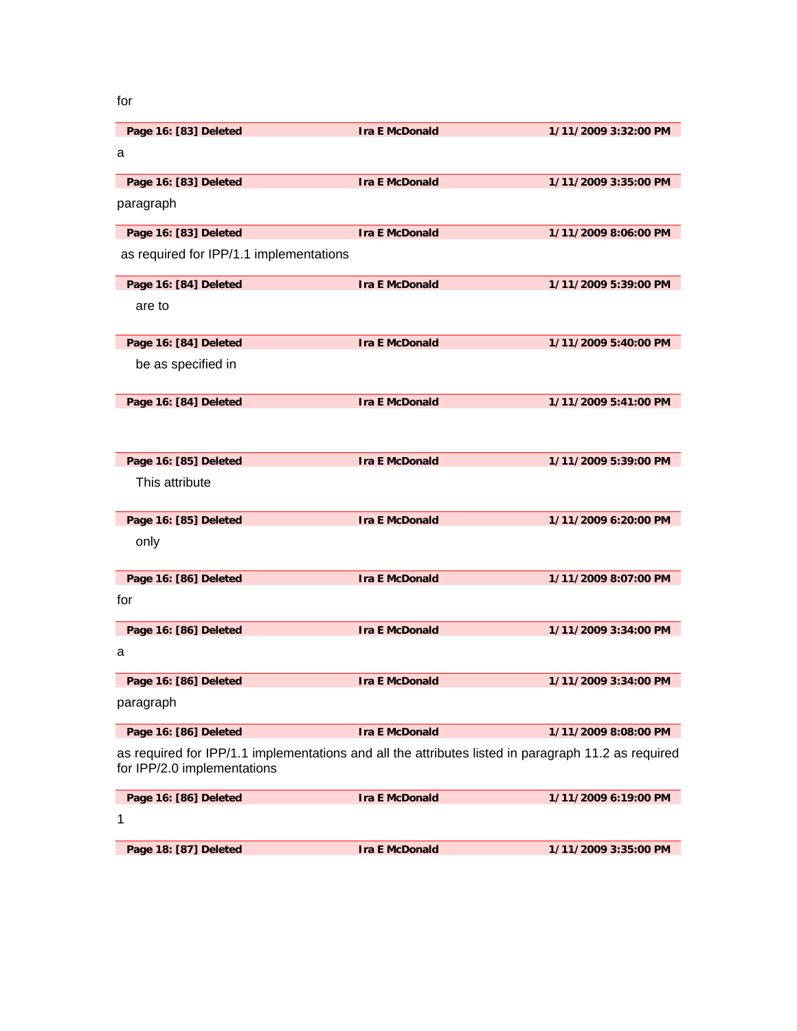for

| Page 16: [83] Deleted | Ira E McDonald | 1/11/2009 3:32:00 PM |
|---|---|---|

a

| Page 16: [83] Deleted | Ira E McDonald | 1/11/2009 3:35:00 PM |
|---|---|---|

paragraph

| Page 16: [83] Deleted | Ira E McDonald | 1/11/2009 8:06:00 PM |
|---|---|---|

as required for IPP/1.1 implementations

| Page 16: [84] Deleted | Ira E McDonald | 1/11/2009 5:39:00 PM |
|---|---|---|

are to

| Page 16: [84] Deleted | Ira E McDonald | 1/11/2009 5:40:00 PM |
|---|---|---|

be as specified in

| Page 16: [84] Deleted | Ira E McDonald | 1/11/2009 5:41:00 PM |
|---|---|---|

| Page 16: [85] Deleted | Ira E McDonald | 1/11/2009 5:39:00 PM |
|---|---|---|

This attribute

| Page 16: [85] Deleted | Ira E McDonald | 1/11/2009 6:20:00 PM |
|---|---|---|

only

| Page 16: [86] Deleted | Ira E McDonald | 1/11/2009 8:07:00 PM |
|---|---|---|

for

| Page 16: [86] Deleted | Ira E McDonald | 1/11/2009 3:34:00 PM |
|---|---|---|

a

| Page 16: [86] Deleted | Ira E McDonald | 1/11/2009 3:34:00 PM |
|---|---|---|

paragraph

| Page 16: [86] Deleted | Ira E McDonald | 1/11/2009 8:08:00 PM |
|---|---|---|

as required for IPP/1.1 implementations and all the attributes listed in paragraph 11.2 as required for IPP/2.0 implementations

| Page 16: [86] Deleted | Ira E McDonald | 1/11/2009 6:19:00 PM |
|---|---|---|

1

| Page 18: [87] Deleted | Ira E McDonald | 1/11/2009 3:35:00 PM |
|---|---|---|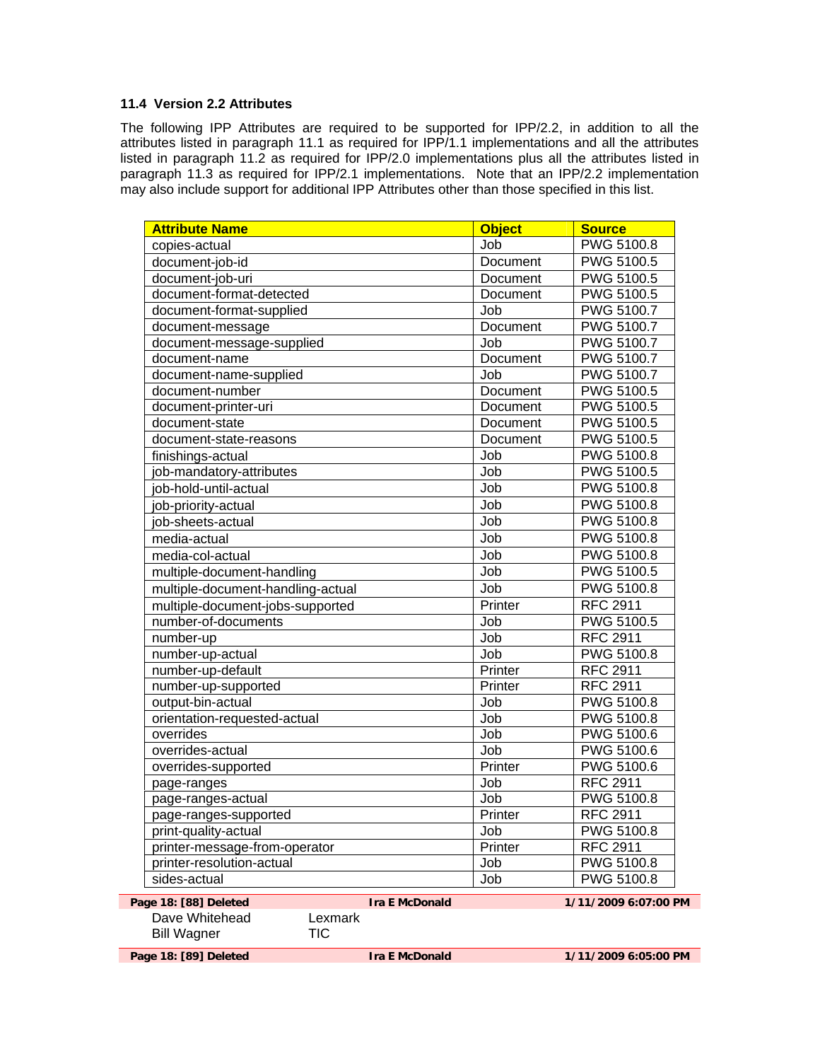### 11.4 Version 2.2 Attributes

The following IPP Attributes are required to be supported for IPP/2.2, in addition to all the attributes listed in paragraph 11.1 as required for IPP/1.1 implementations and all the attributes listed in paragraph 11.2 as required for IPP/2.0 implementations plus all the attributes listed in paragraph 11.3 as required for IPP/2.1 implementations. Note that an IPP/2.2 implementation may also include support for additional IPP Attributes other than those specified in this list.

| Attribute Name | Object | Source |
|---|---|---|
| copies-actual | Job | PWG 5100.8 |
| document-job-id | Document | PWG 5100.5 |
| document-job-uri | Document | PWG 5100.5 |
| document-format-detected | Document | PWG 5100.5 |
| document-format-supplied | Job | PWG 5100.7 |
| document-message | Document | PWG 5100.7 |
| document-message-supplied | Job | PWG 5100.7 |
| document-name | Document | PWG 5100.7 |
| document-name-supplied | Job | PWG 5100.7 |
| document-number | Document | PWG 5100.5 |
| document-printer-uri | Document | PWG 5100.5 |
| document-state | Document | PWG 5100.5 |
| document-state-reasons | Document | PWG 5100.5 |
| finishings-actual | Job | PWG 5100.8 |
| job-mandatory-attributes | Job | PWG 5100.5 |
| job-hold-until-actual | Job | PWG 5100.8 |
| job-priority-actual | Job | PWG 5100.8 |
| job-sheets-actual | Job | PWG 5100.8 |
| media-actual | Job | PWG 5100.8 |
| media-col-actual | Job | PWG 5100.8 |
| multiple-document-handling | Job | PWG 5100.5 |
| multiple-document-handling-actual | Job | PWG 5100.8 |
| multiple-document-jobs-supported | Printer | RFC 2911 |
| number-of-documents | Job | PWG 5100.5 |
| number-up | Job | RFC 2911 |
| number-up-actual | Job | PWG 5100.8 |
| number-up-default | Printer | RFC 2911 |
| number-up-supported | Printer | RFC 2911 |
| output-bin-actual | Job | PWG 5100.8 |
| orientation-requested-actual | Job | PWG 5100.8 |
| overrides | Job | PWG 5100.6 |
| overrides-actual | Job | PWG 5100.6 |
| overrides-supported | Printer | PWG 5100.6 |
| page-ranges | Job | RFC 2911 |
| page-ranges-actual | Job | PWG 5100.8 |
| page-ranges-supported | Printer | RFC 2911 |
| print-quality-actual | Job | PWG 5100.8 |
| printer-message-from-operator | Printer | RFC 2911 |
| printer-resolution-actual | Job | PWG 5100.8 |
| sides-actual | Job | PWG 5100.8 |

**Page 18: [88] Deleted** **Ira E McDonald** **1/11/2009 6:07:00 PM**

Dave Whitehead Lexmark
Bill Wagner TIC

**Page 18: [89] Deleted** **Ira E McDonald** **1/11/2009 6:05:00 PM**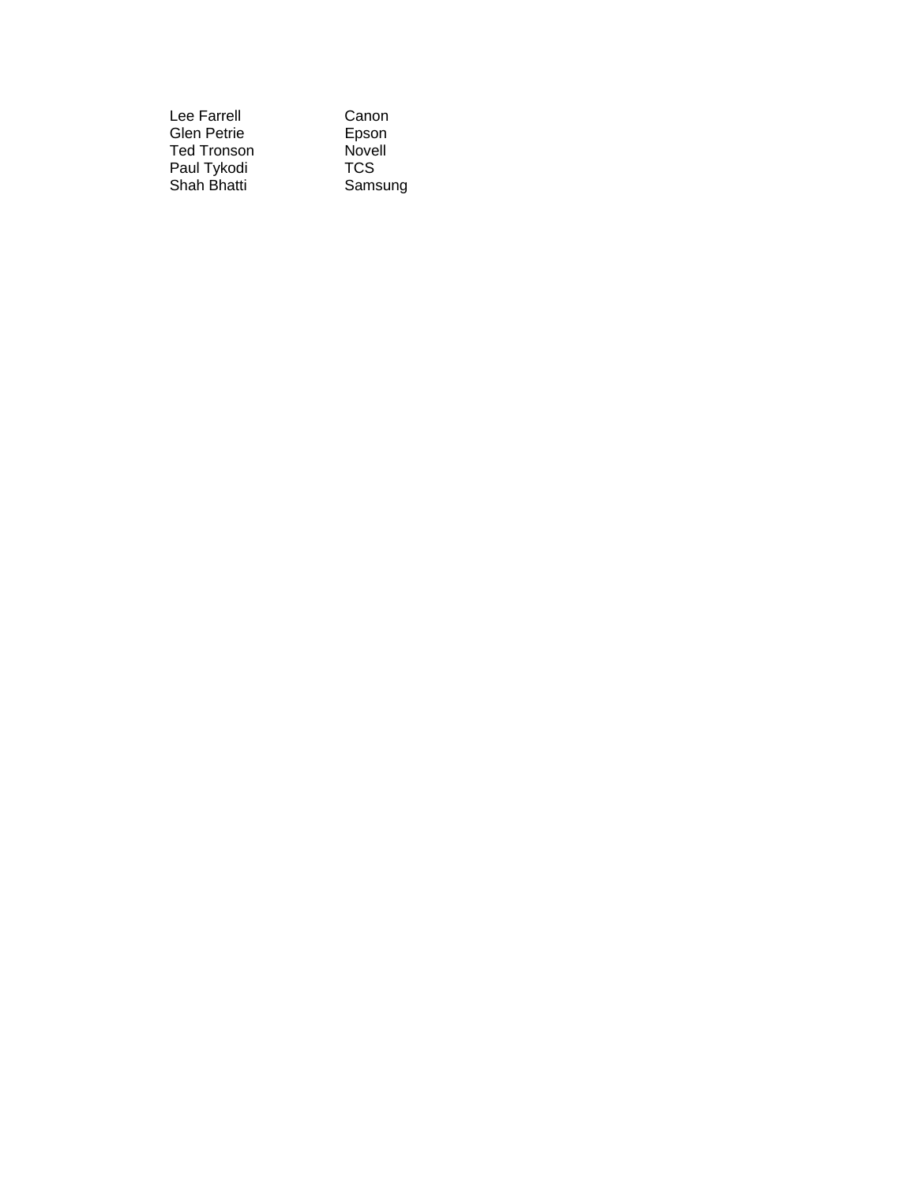| | |
|---|---|
| Lee Farrell | Canon |
| Glen Petrie | Epson |
| Ted Tronson | Novell |
| Paul Tykodi | TCS |
| Shah Bhatti | Samsung |